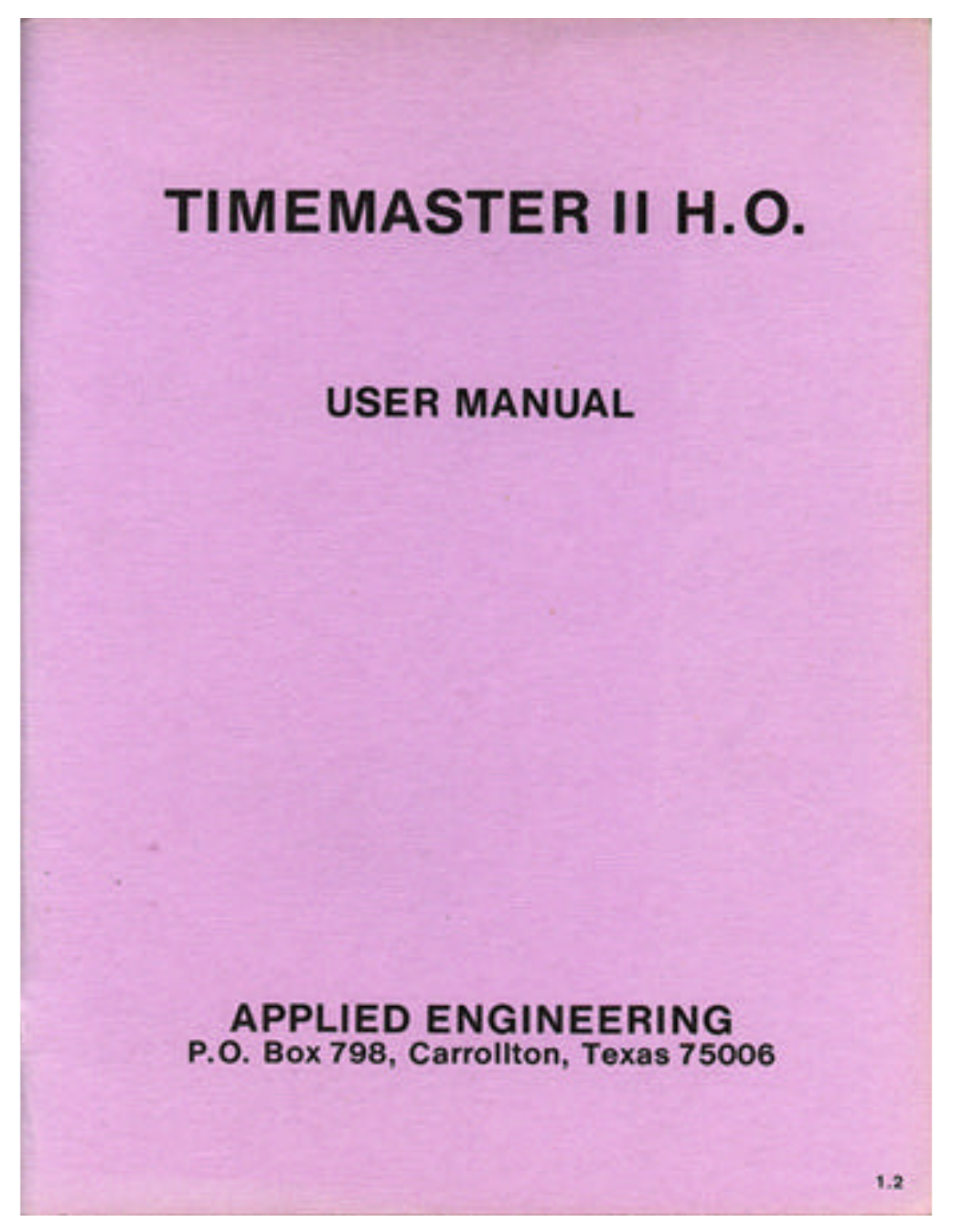# TIMEMASTER II H.O.

## USER MANUAL

**APPLIED ENGINEERING**
**P.O. Box 798, Carrollton, Texas 75006**

1.2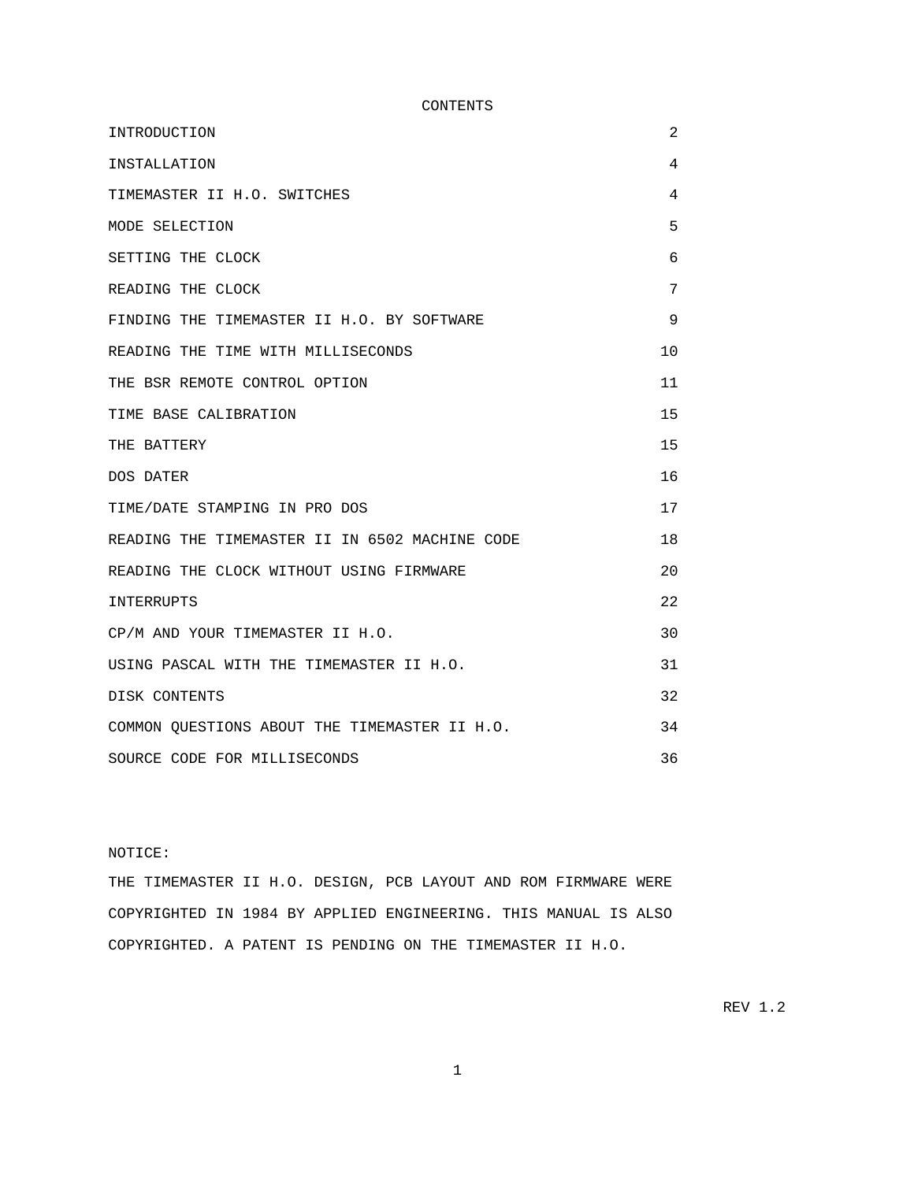# CONTENTS

| | |
|---|---|
| INTRODUCTION | 2 |
| INSTALLATION | 4 |
| TIMEMASTER II H.O. SWITCHES | 4 |
| MODE SELECTION | 5 |
| SETTING THE CLOCK | 6 |
| READING THE CLOCK | 7 |
| FINDING THE TIMEMASTER II H.O. BY SOFTWARE | 9 |
| READING THE TIME WITH MILLISECONDS | 10 |
| THE BSR REMOTE CONTROL OPTION | 11 |
| TIME BASE CALIBRATION | 15 |
| THE BATTERY | 15 |
| DOS DATER | 16 |
| TIME/DATE STAMPING IN PRO DOS | 17 |
| READING THE TIMEMASTER II IN 6502 MACHINE CODE | 18 |
| READING THE CLOCK WITHOUT USING FIRMWARE | 20 |
| INTERRUPTS | 22 |
| CP/M AND YOUR TIMEMASTER II H.O. | 30 |
| USING PASCAL WITH THE TIMEMASTER II H.O. | 31 |
| DISK CONTENTS | 32 |
| COMMON QUESTIONS ABOUT THE TIMEMASTER II H.O. | 34 |
| SOURCE CODE FOR MILLISECONDS | 36 |

NOTICE:

THE TIMEMASTER II H.O. DESIGN, PCB LAYOUT AND ROM FIRMWARE WERE COPYRIGHTED IN 1984 BY APPLIED ENGINEERING. THIS MANUAL IS ALSO COPYRIGHTED. A PATENT IS PENDING ON THE TIMEMASTER II H.O.

REV 1.2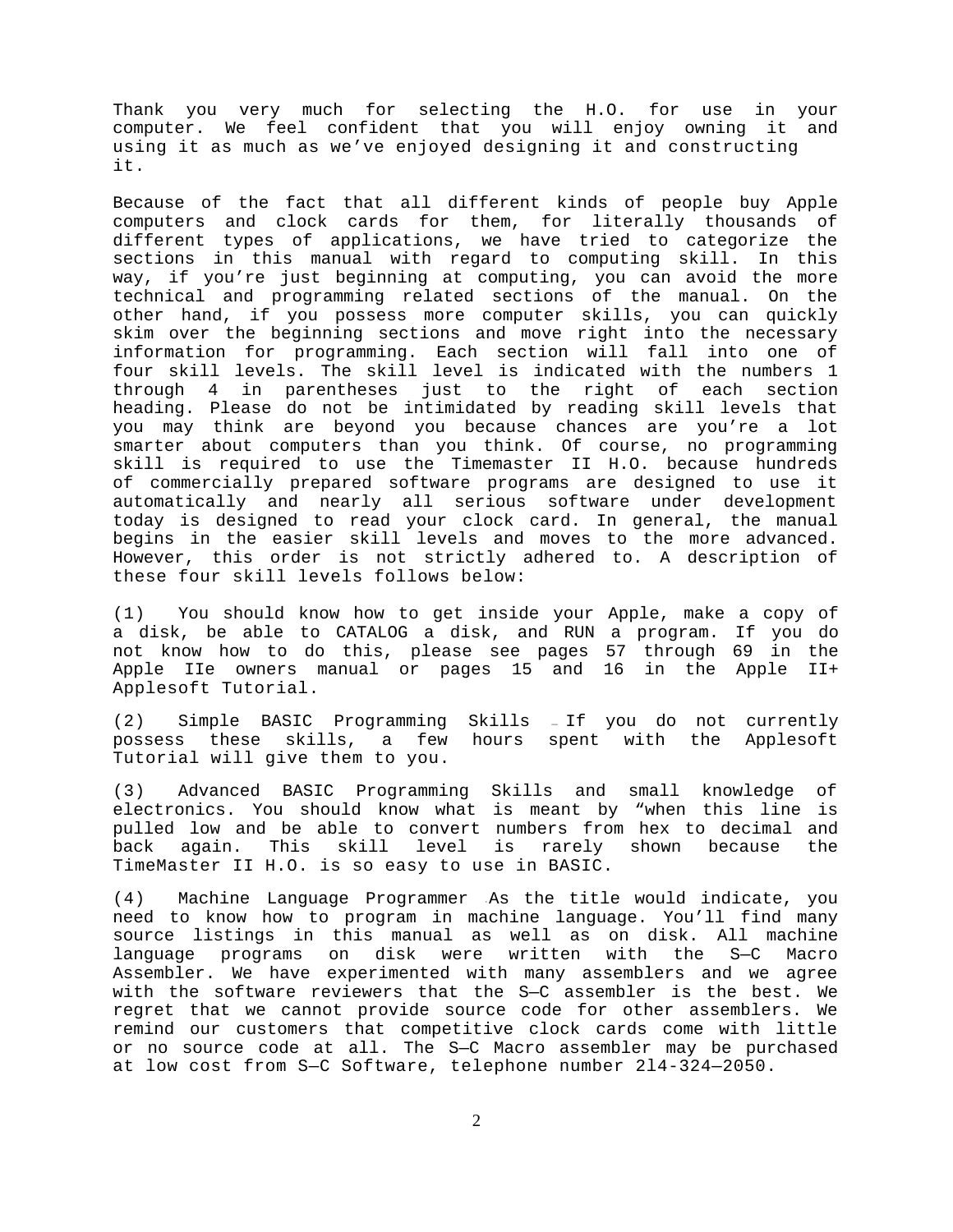Thank you very much for selecting the H.O. for use in your computer. We feel confident that you will enjoy owning it and using it as much as we've enjoyed designing it and constructing it.

Because of the fact that all different kinds of people buy Apple computers and clock cards for them, for literally thousands of different types of applications, we have tried to categorize the sections in this manual with regard to computing skill. In this way, if you're just beginning at computing, you can avoid the more technical and programming related sections of the manual. On the other hand, if you possess more computer skills, you can quickly skim over the beginning sections and move right into the necessary information for programming. Each section will fall into one of four skill levels. The skill level is indicated with the numbers 1 through 4 in parentheses just to the right of each section heading. Please do not be intimidated by reading skill levels that you may think are beyond you because chances are you're a lot smarter about computers than you think. Of course, no programming skill is required to use the Timemaster II H.O. because hundreds of commercially prepared software programs are designed to use it automatically and nearly all serious software under development today is designed to read your clock card. In general, the manual begins in the easier skill levels and moves to the more advanced. However, this order is not strictly adhered to. A description of these four skill levels follows below:

(1) You should know how to get inside your Apple, make a copy of a disk, be able to CATALOG a disk, and RUN a program. If you do not know how to do this, please see pages 57 through 69 in the Apple IIe owners manual or pages 15 and 16 in the Apple II+ Applesoft Tutorial.

(2) Simple BASIC Programming Skills – If you do not currently possess these skills, a few hours spent with the Applesoft Tutorial will give them to you.

(3) Advanced BASIC Programming Skills and small knowledge of electronics. You should know what is meant by "when this line is pulled low and be able to convert numbers from hex to decimal and back again. This skill level is rarely shown because the TimeMaster II H.O. is so easy to use in BASIC.

(4) Machine Language Programmer As the title would indicate, you need to know how to program in machine language. You'll find many source listings in this manual as well as on disk. All machine language programs on disk were written with the S—C Macro Assembler. We have experimented with many assemblers and we agree with the software reviewers that the S—C assembler is the best. We regret that we cannot provide source code for other assemblers. We remind our customers that competitive clock cards come with little or no source code at all. The S—C Macro assembler may be purchased at low cost from S—C Software, telephone number 2l4-324—2050.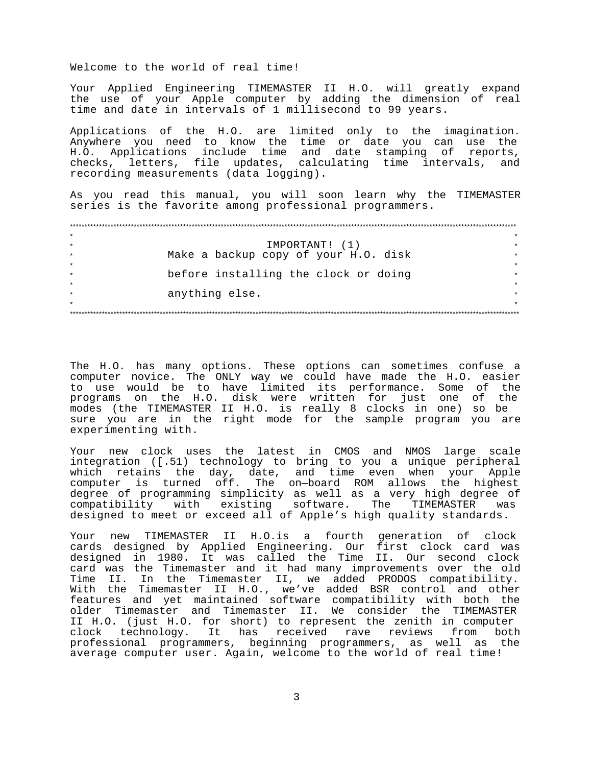Welcome to the world of real time!

Your Applied Engineering TIMEMASTER II H.O. will greatly expand the use of your Apple computer by adding the dimension of real time and date in intervals of 1 millisecond to 99 years.

Applications of the H.O. are limited only to the imagination. Anywhere you need to know the time or date you can use the H.O. Applications include time and date stamping of reports, checks, letters, file updates, calculating time intervals, and recording measurements (data logging).

As you read this manual, you will soon learn why the TIMEMASTER series is the favorite among professional programmers.

> **IMPORTANT! (1)**
> Make a backup copy of your H.O. disk
> before installing the clock or doing
> anything else.

The H.O. has many options. These options can sometimes confuse a computer novice. The ONLY way we could have made the H.O. easier to use would be to have limited its performance. Some of the programs on the H.O. disk were written for just one of the modes (the TIMEMASTER II H.O. is really 8 clocks in one) so be sure you are in the right mode for the sample program you are experimenting with.

Your new clock uses the latest in CMOS and NMOS large scale integration ([.51) technology to bring to you a unique peripheral which retains the day, date, and time even when your Apple computer is turned off. The on–board ROM allows the highest degree of programming simplicity as well as a very high degree of compatibility with existing software. The TIMEMASTER was designed to meet or exceed all of Apple’s high quality standards.

Your new TIMEMASTER II H.O.is a fourth generation of clock cards designed by Applied Engineering. Our first clock card was designed in 1980. It was called the Time II. Our second clock card was the Timemaster and it had many improvements over the old Time II. In the Timemaster II, we added PRODOS compatibility. With the Timemaster II H.O., we’ve added BSR control and other features and yet maintained software compatibility with both the older Timemaster and Timemaster II. We consider the TIMEMASTER II H.O. (just H.O. for short) to represent the zenith in computer clock technology. It has received rave reviews from both professional programmers, beginning programmers, as well as the average computer user. Again, welcome to the world of real time!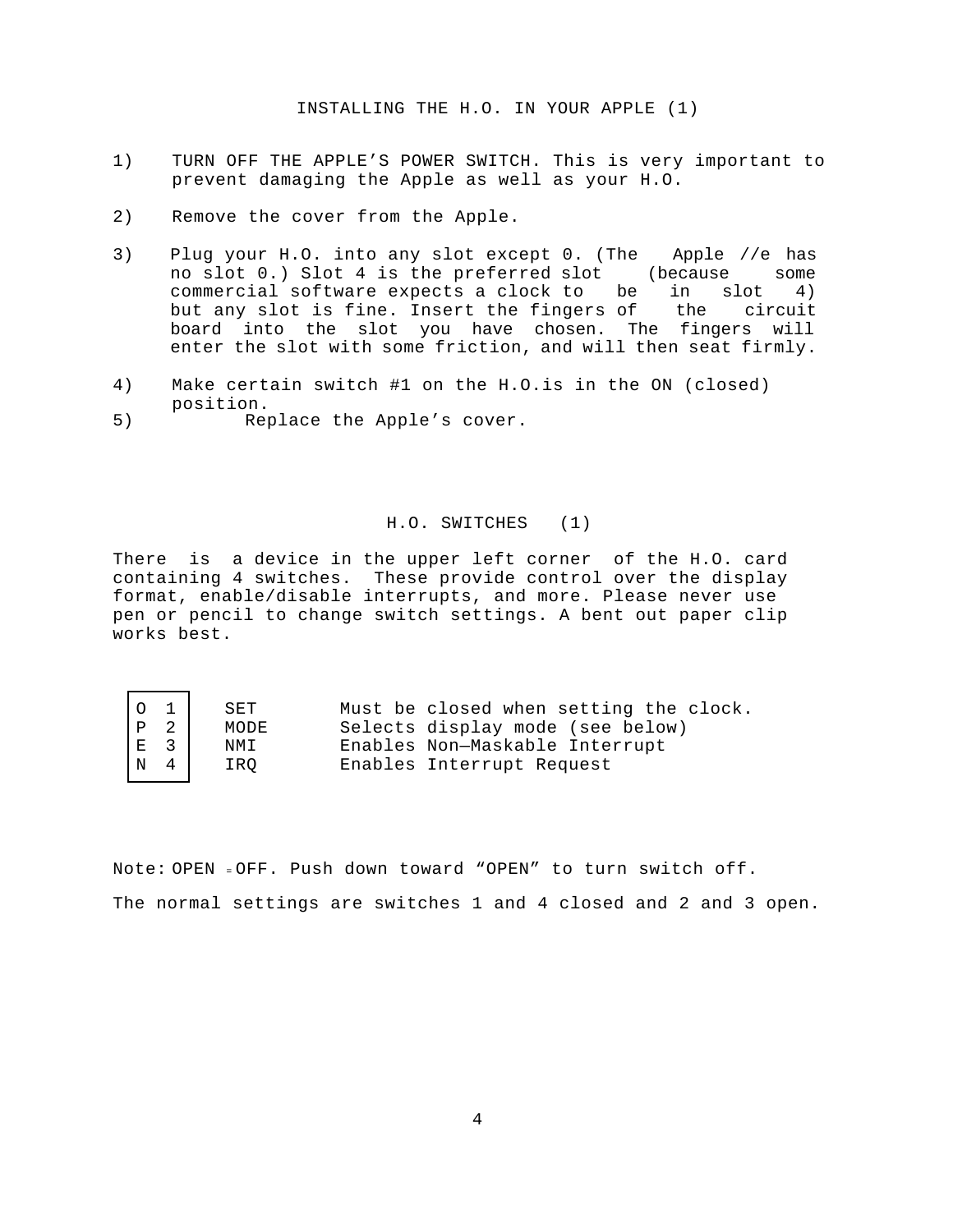## INSTALLING THE H.O. IN YOUR APPLE (1)

1) TURN OFF THE APPLE'S POWER SWITCH. This is very important to prevent damaging the Apple as well as your H.O.

2) Remove the cover from the Apple.

3) Plug your H.O. into any slot except 0. (The Apple //e has no slot 0.) Slot 4 is the preferred slot (because some commercial software expects a clock to be in slot 4) but any slot is fine. Insert the fingers of the circuit board into the slot you have chosen. The fingers will enter the slot with some friction, and will then seat firmly.

4) Make certain switch #1 on the H.O.is in the ON (closed) position.

5) Replace the Apple's cover.

## H.O. SWITCHES (1)

There is a device in the upper left corner of the H.O. card containing 4 switches. These provide control over the display format, enable/disable interrupts, and more. Please never use pen or pencil to change switch settings. A bent out paper clip works best.

| OPEN | # | Name | Description |
|---|---|---|---|
| O | 1 | SET | Must be closed when setting the clock. |
| P | 2 | MODE | Selects display mode (see below) |
| E | 3 | NMI | Enables Non—Maskable Interrupt |
| N | 4 | IRQ | Enables Interrupt Request |

Note: OPEN = OFF. Push down toward "OPEN" to turn switch off.

The normal settings are switches 1 and 4 closed and 2 and 3 open.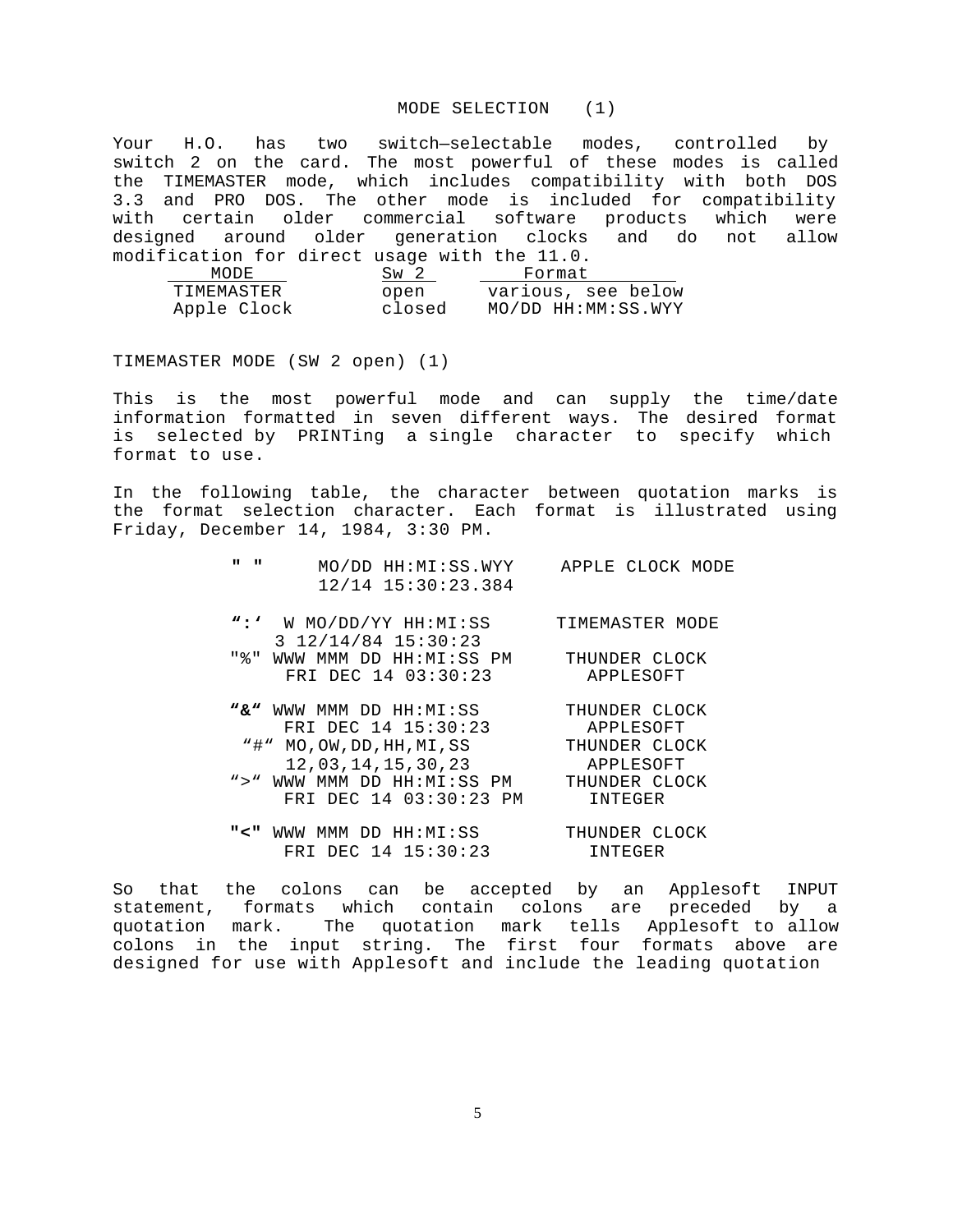## MODE SELECTION (1)

Your H.O. has two switch—selectable modes, controlled by switch 2 on the card. The most powerful of these modes is called the TIMEMASTER mode, which includes compatibility with both DOS 3.3 and PRO DOS. The other mode is included for compatibility with certain older commercial software products which were designed around older generation clocks and do not allow modification for direct usage with the 11.0.

| MODE | Sw 2 | Format |
|---|---|---|
| TIMEMASTER | open | various, see below |
| Apple Clock | closed | MO/DD HH:MM:SS.WYY |

## TIMEMASTER MODE (SW 2 open) (1)

This is the most powerful mode and can supply the time/date information formatted in seven different ways. The desired format is selected by PRINTing a single character to specify which format to use.

In the following table, the character between quotation marks is the format selection character. Each format is illustrated using Friday, December 14, 1984, 3:30 PM.

```
" "     MO/DD HH:MI:SS.WYY       APPLE CLOCK MODE
        12/14 15:30:23.384

":'  W MO/DD/YY HH:MI:SS         TIMEMASTER MODE
     3 12/14/84 15:30:23
"%" WWW MMM DD HH:MI:SS PM       THUNDER CLOCK
     FRI DEC 14 03:30:23           APPLESOFT

"&" WWW MMM DD HH:MI:SS          THUNDER CLOCK
     FRI DEC 14 15:30:23           APPLESOFT
 "#" MO,OW,DD,HH,MI,SS           THUNDER CLOCK
     12,03,14,15,30,23             APPLESOFT
">" WWW MMM DD HH:MI:SS PM       THUNDER CLOCK
     FRI DEC 14 03:30:23 PM        INTEGER

"<" WWW MMM DD HH:MI:SS          THUNDER CLOCK
     FRI DEC 14 15:30:23           INTEGER
```

So that the colons can be accepted by an Applesoft INPUT statement, formats which contain colons are preceded by a quotation mark. The quotation mark tells Applesoft to allow colons in the input string. The first four formats above are designed for use with Applesoft and include the leading quotation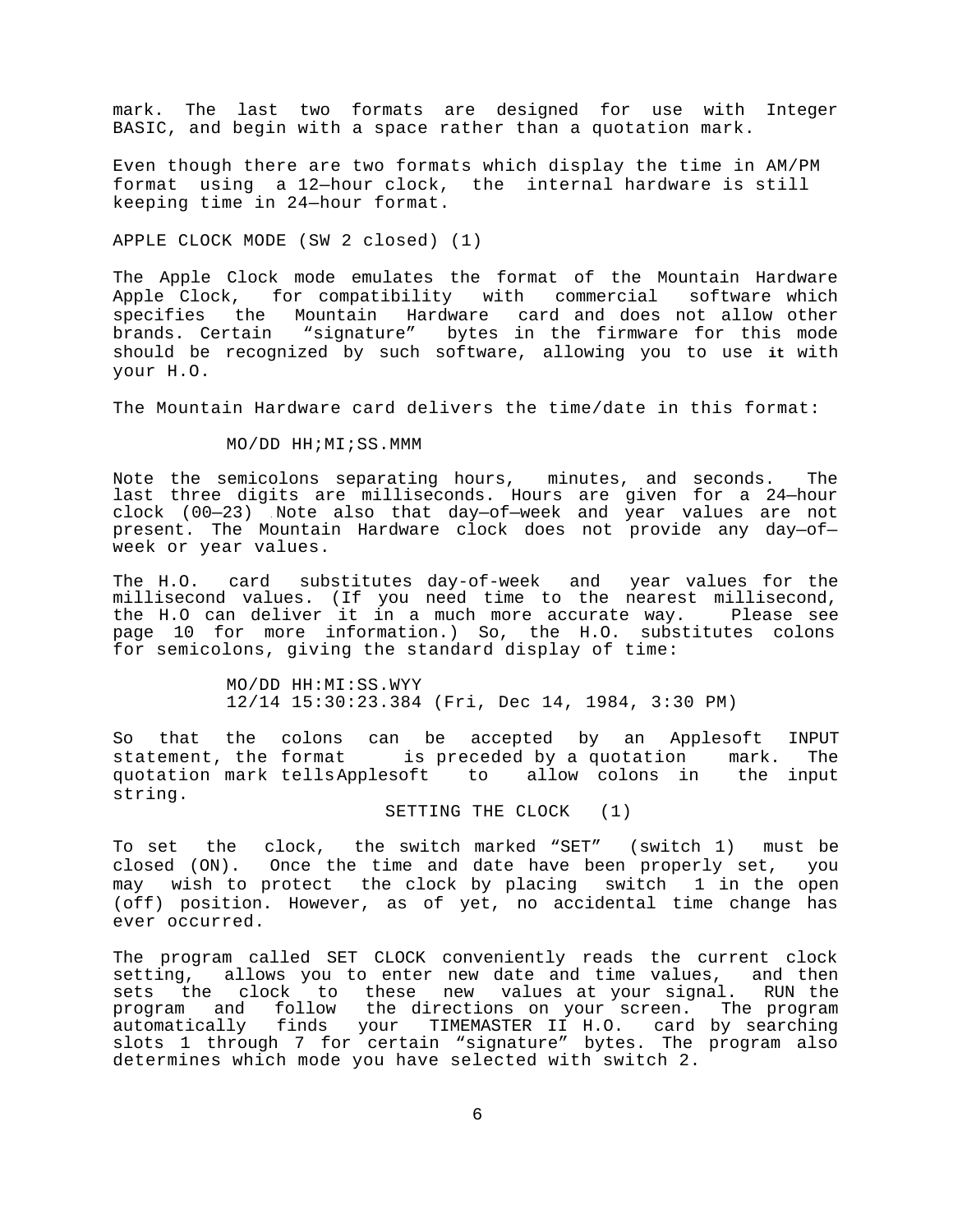mark. The last two formats are designed for use with Integer BASIC, and begin with a space rather than a quotation mark.

Even though there are two formats which display the time in AM/PM format using a 12—hour clock, the internal hardware is still keeping time in 24—hour format.

## APPLE CLOCK MODE (SW 2 closed) (1)

The Apple Clock mode emulates the format of the Mountain Hardware Apple Clock, for compatibility with commercial software which specifies the Mountain Hardware card and does not allow other brands. Certain “signature” bytes in the firmware for this mode should be recognized by such software, allowing you to use it with your H.O.

The Mountain Hardware card delivers the time/date in this format:

```
MO/DD HH;MI;SS.MMM
```

Note the semicolons separating hours, minutes, and seconds. The last three digits are milliseconds. Hours are given for a 24—hour clock (00—23) .Note also that day—of—week and year values are not present. The Mountain Hardware clock does not provide any day—of—week or year values.

The H.O. card substitutes day-of-week and year values for the millisecond values. (If you need time to the nearest millisecond, the H.O can deliver it in a much more accurate way. Please see page 10 for more information.) So, the H.O. substitutes colons for semicolons, giving the standard display of time:

```
MO/DD HH:MI:SS.WYY
12/14 15:30:23.384 (Fri, Dec 14, 1984, 3:30 PM)
```

So that the colons can be accepted by an Applesoft INPUT statement, the format is preceded by a quotation mark. The quotation mark tells Applesoft to allow colons in the input string.

## SETTING THE CLOCK (1)

To set the clock, the switch marked “SET” (switch 1) must be closed (ON). Once the time and date have been properly set, you may wish to protect the clock by placing switch 1 in the open (off) position. However, as of yet, no accidental time change has ever occurred.

The program called SET CLOCK conveniently reads the current clock setting, allows you to enter new date and time values, and then sets the clock to these new values at your signal. RUN the program and follow the directions on your screen. The program automatically finds your TIMEMASTER II H.O. card by searching slots 1 through 7 for certain “signature” bytes. The program also determines which mode you have selected with switch 2.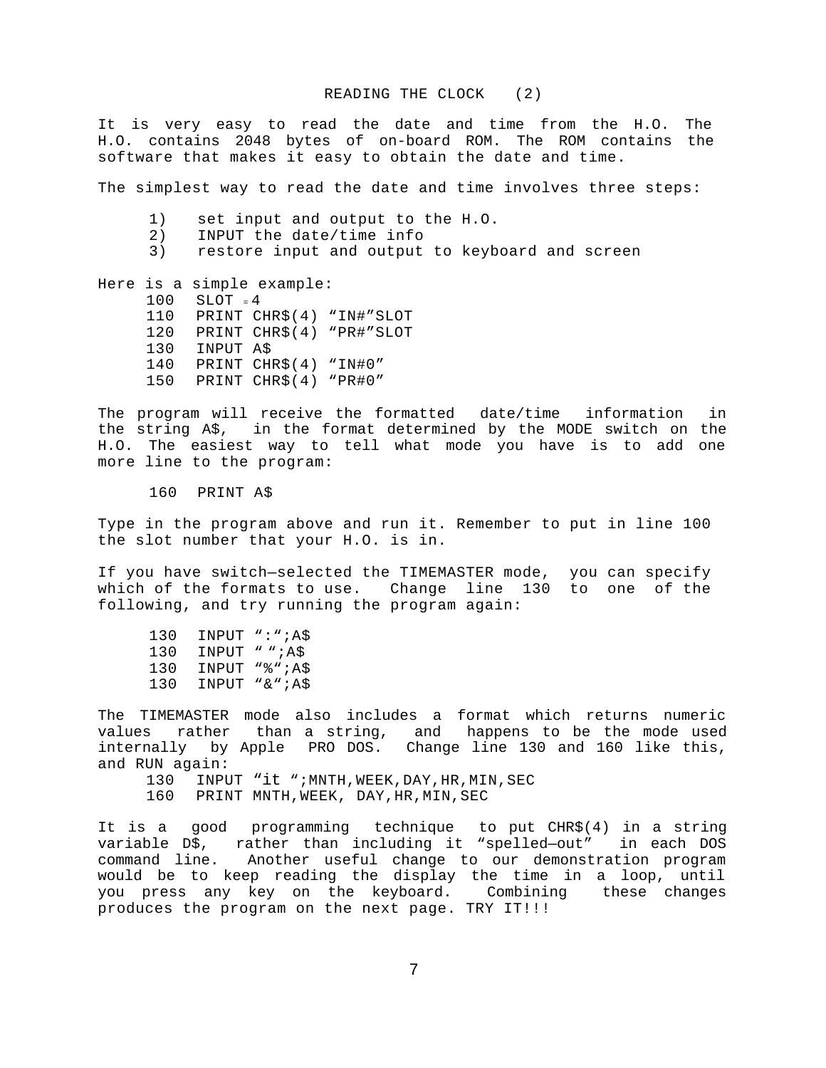# READING THE CLOCK (2)

It is very easy to read the date and time from the H.O. The H.O. contains 2048 bytes of on-board ROM. The ROM contains the software that makes it easy to obtain the date and time.

The simplest way to read the date and time involves three steps:

1) set input and output to the H.O.
2) INPUT the date/time info
3) restore input and output to keyboard and screen

Here is a simple example:

```
100  SLOT = 4
110  PRINT CHR$(4) "IN#"SLOT
120  PRINT CHR$(4) "PR#"SLOT
130  INPUT A$
140  PRINT CHR$(4) "IN#0"
150  PRINT CHR$(4) "PR#0"
```

The program will receive the formatted date/time information in the string A$, in the format determined by the MODE switch on the H.O. The easiest way to tell what mode you have is to add one more line to the program:

```
160  PRINT A$
```

Type in the program above and run it. Remember to put in line 100 the slot number that your H.O. is in.

If you have switch—selected the TIMEMASTER mode, you can specify which of the formats to use. Change line 130 to one of the following, and try running the program again:

```
130  INPUT ":";A$
130  INPUT " ";A$
130  INPUT "%";A$
130  INPUT "&";A$
```

The TIMEMASTER mode also includes a format which returns numeric values rather than a string, and happens to be the mode used internally by Apple PRO DOS. Change line 130 and 160 like this, and RUN again:

```
130  INPUT "it ";MNTH,WEEK,DAY,HR,MIN,SEC
160  PRINT MNTH,WEEK, DAY,HR,MIN,SEC
```

It is a good programming technique to put CHR$(4) in a string variable D$, rather than including it "spelled—out" in each DOS command line. Another useful change to our demonstration program would be to keep reading the display the time in a loop, until you press any key on the keyboard. Combining these changes produces the program on the next page. TRY IT!!!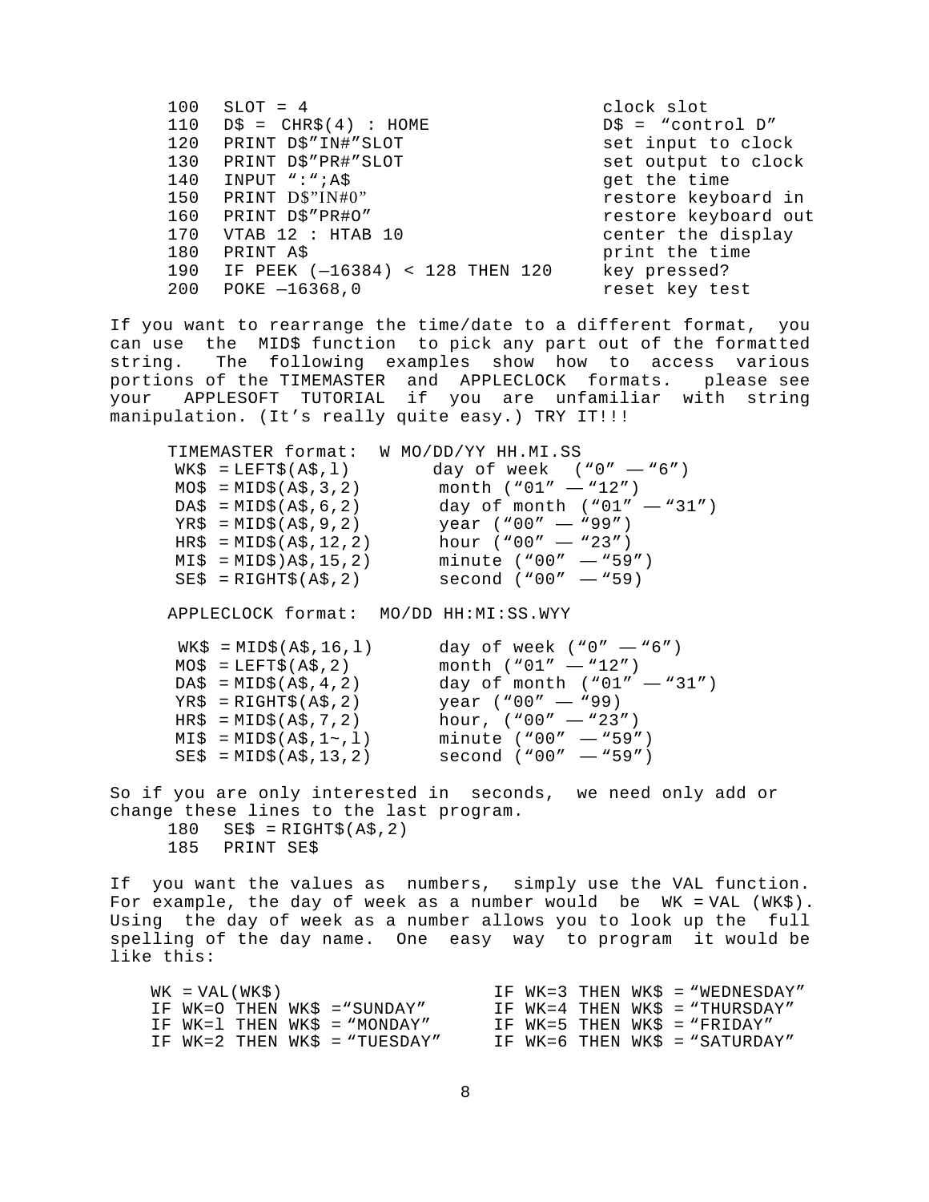```
100  SLOT = 4                         clock slot
110  D$ = CHR$(4) : HOME              D$ = "control D"
120  PRINT D$"IN#"SLOT                set input to clock
130  PRINT D$"PR#"SLOT                set output to clock
140  INPUT ":";A$                     get the time
150  PRINT D$"IN#0"                   restore keyboard in
160  PRINT D$"PR#O"                   restore keyboard out
170  VTAB 12 : HTAB 10                center the display
180  PRINT A$                         print the time
190  IF PEEK (—16384) < 128 THEN 120  key pressed?
200  POKE —16368,0                    reset key test
```

If you want to rearrange the time/date to a different format, you can use the MID$ function to pick any part out of the formatted string. The following examples show how to access various portions of the TIMEMASTER and APPLECLOCK formats. please see your APPLESOFT TUTORIAL if you are unfamiliar with string manipulation. (It's really quite easy.) TRY IT!!!

```
TIMEMASTER format:  W MO/DD/YY HH.MI.SS
 WK$ = LEFT$(A$,l)        day of week  ("0" — "6")
 MO$ = MID$(A$,3,2)        month ("01" — "12")
 DA$ = MID$(A$,6,2)        day of month ("01" — "31")
 YR$ = MID$(A$,9,2)        year ("00" — "99")
 HR$ = MID$(A$,12,2)       hour ("00" — "23")
 MI$ = MID$)A$,15,2)       minute ("00" — "59")
 SE$ = RIGHT$(A$,2)        second ("00" — "59)

APPLECLOCK format:  MO/DD HH:MI:SS.WYY

 WK$ = MID$(A$,16,l)       day of week ("0" — "6")
 MO$ = LEFT$(A$,2)         month ("01" — "12")
 DA$ = MID$(A$,4,2)        day of month ("01" — "31")
 YR$ = RIGHT$(A$,2)        year ("00" — "99)
 HR$ = MID$(A$,7,2)        hour, ("00" — "23")
 MI$ = MID$(A$,1~,l)       minute ("00" — "59")
 SE$ = MID$(A$,13,2)       second ("00" — "59")
```

So if you are only interested in seconds, we need only add or change these lines to the last program.

```
180  SE$ = RIGHT$(A$,2)
185  PRINT SE$
```

If you want the values as numbers, simply use the VAL function. For example, the day of week as a number would be WK = VAL (WK$). Using the day of week as a number allows you to look up the full spelling of the day name. One easy way to program it would be like this:

```
WK = VAL(WK$)                    IF WK=3 THEN WK$ = "WEDNESDAY"
IF WK=O THEN WK$ ="SUNDAY"       IF WK=4 THEN WK$ = "THURSDAY"
IF WK=l THEN WK$ = "MONDAY"      IF WK=5 THEN WK$ = "FRIDAY"
IF WK=2 THEN WK$ = "TUESDAY"     IF WK=6 THEN WK$ = "SATURDAY"
```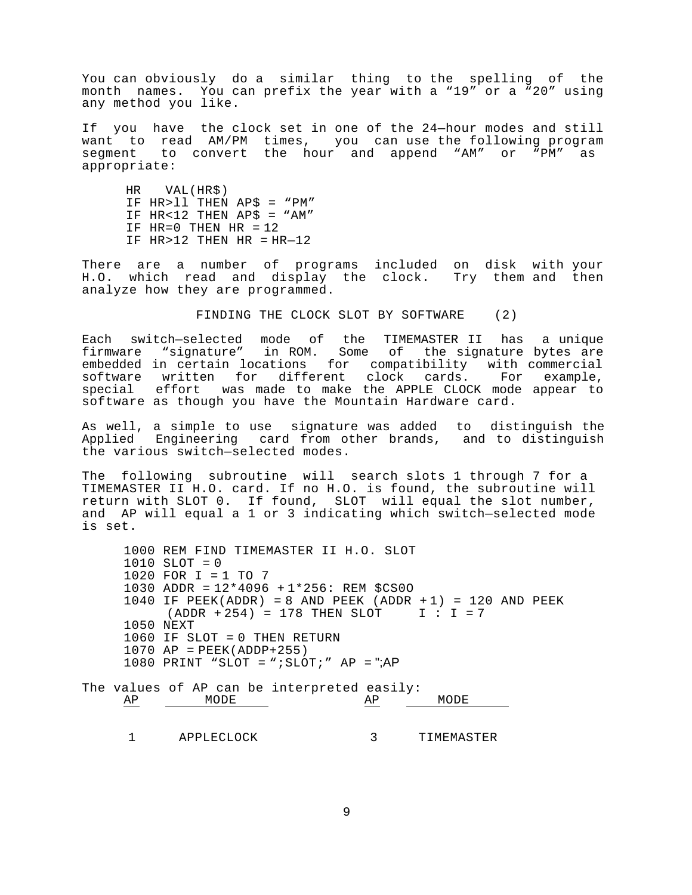You can obviously do a similar thing to the spelling of the month names. You can prefix the year with a "19" or a "20" using any method you like.

If you have the clock set in one of the 24—hour modes and still want to read AM/PM times, you can use the following program segment to convert the hour and append "AM" or "PM" as appropriate:

```
HR   VAL(HR$)
IF HR>ll THEN AP$ = "PM"
IF HR<12 THEN AP$ = "AM"
IF HR=0 THEN HR = 12
IF HR>12 THEN HR = HR—12
```

There are a number of programs included on disk with your H.O. which read and display the clock. Try them and then analyze how they are programmed.

## FINDING THE CLOCK SLOT BY SOFTWARE (2)

Each switch—selected mode of the TIMEMASTER II has a unique firmware "signature" in ROM. Some of the signature bytes are embedded in certain locations for compatibility with commercial software written for different clock cards. For example, special effort was made to make the APPLE CLOCK mode appear to software as though you have the Mountain Hardware card.

As well, a simple to use signature was added to distinguish the Applied Engineering card from other brands, and to distinguish the various switch—selected modes.

The following subroutine will search slots 1 through 7 for a TIMEMASTER II H.O. card. If no H.O. is found, the subroutine will return with SLOT 0. If found, SLOT will equal the slot number, and AP will equal a 1 or 3 indicating which switch—selected mode is set.

```
1000 REM FIND TIMEMASTER II H.O. SLOT
1010 SLOT = 0
1020 FOR I = 1 TO 7
1030 ADDR = 12*4096 + 1*256: REM $CS0O
1040 IF PEEK(ADDR) = 8 AND PEEK (ADDR + 1) = 120 AND PEEK
     (ADDR + 254) = 178 THEN SLOT     I : I = 7
1050 NEXT
1060 IF SLOT = 0 THEN RETURN
1070 AP = PEEK(ADDP+255)
1080 PRINT "SLOT = ";SLOT;" AP = ";AP
```

The values of AP can be interpreted easily:

| AP | MODE | AP | MODE |
|---|---|---|---|
| 1 | APPLECLOCK | 3 | TIMEMASTER |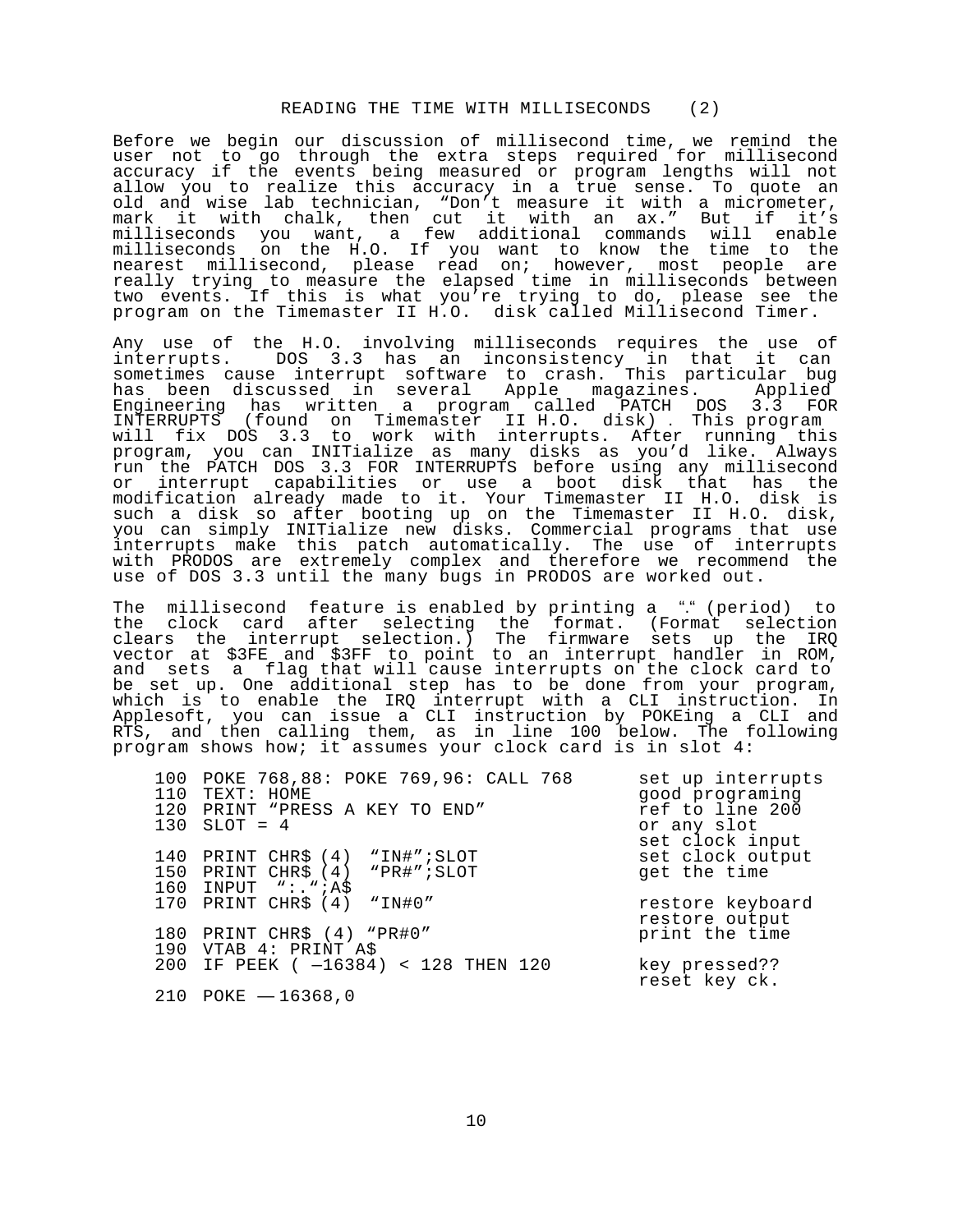## READING THE TIME WITH MILLISECONDS (2)

Before we begin our discussion of millisecond time, we remind the user not to go through the extra steps required for millisecond accuracy if the events being measured or program lengths will not allow you to realize this accuracy in a true sense. To quote an old and wise lab technician, “Don’t measure it with a micrometer, mark it with chalk, then cut it with an ax.” But if it’s milliseconds you want, a few additional commands will enable milliseconds on the H.O. If you want to know the time to the nearest millisecond, please read on; however, most people are really trying to measure the elapsed time in milliseconds between two events. If this is what you’re trying to do, please see the program on the Timemaster II H.O. disk called Millisecond Timer.

Any use of the H.O. involving milliseconds requires the use of interrupts. DOS 3.3 has an inconsistency in that it can sometimes cause interrupt software to crash. This particular bug has been discussed in several Apple magazines. Applied Engineering has written a program called PATCH DOS 3.3 FOR INTERRUPTS (found on Timemaster II H.O. disk). This program will fix DOS 3.3 to work with interrupts. After running this program, you can INITialize as many disks as you’d like. Always run the PATCH DOS 3.3 FOR INTERRUPTS before using any millisecond or interrupt capabilities or use a boot disk that has the modification already made to it. Your Timemaster II H.O. disk is such a disk so after booting up on the Timemaster II H.O. disk, you can simply INITialize new disks. Commercial programs that use interrupts make this patch automatically. The use of interrupts with PRODOS are extremely complex and therefore we recommend the use of DOS 3.3 until the many bugs in PRODOS are worked out.

The millisecond feature is enabled by printing a “.“ (period) to the clock card after selecting the format. (Format selection clears the interrupt selection.) The firmware sets up the IRQ vector at $3FE and $3FF to point to an interrupt handler in ROM, and sets a flag that will cause interrupts on the clock card to be set up. One additional step has to be done from your program, which is to enable the IRQ interrupt with a CLI instruction. In Applesoft, you can issue a CLI instruction by POKEing a CLI and RTS, and then calling them, as in line 100 below. The following program shows how; it assumes your clock card is in slot 4:

```
100 POKE 768,88: POKE 769,96: CALL 768      set up interrupts
110 TEXT: HOME                              good programing
120 PRINT “PRESS A KEY TO END”              ref to line 200
130 SLOT = 4                                or any slot
                                            set clock input
140 PRINT CHR$ (4)  “IN#”;SLOT              set clock output
150 PRINT CHR$ (4)  “PR#”;SLOT              get the time
160 INPUT  “:.“;A$
170 PRINT CHR$ (4)  “IN#0”                  restore keyboard
                                            restore output
180 PRINT CHR$ (4) “PR#0”                   print the time
190 VTAB 4: PRINT A$
200 IF PEEK ( —16384) < 128 THEN 120        key pressed??
                                            reset key ck.
210 POKE —— 16368,0
```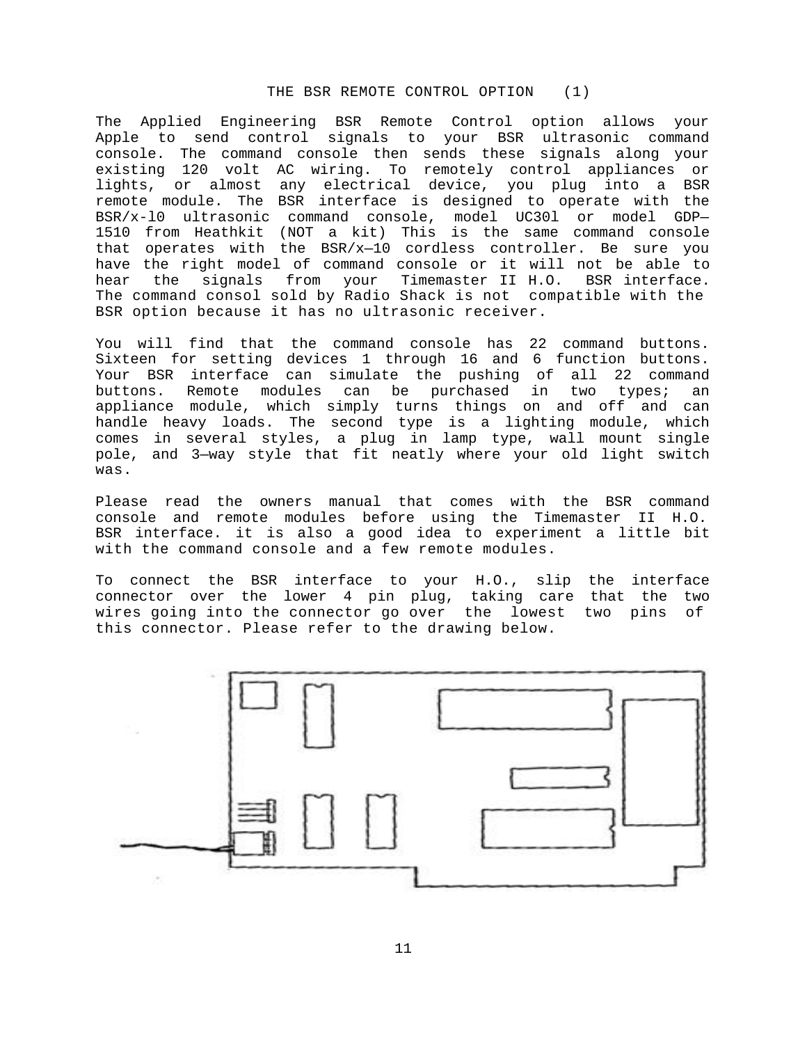# THE BSR REMOTE CONTROL OPTION (1)

The Applied Engineering BSR Remote Control option allows your Apple to send control signals to your BSR ultrasonic command console. The command console then sends these signals along your existing 120 volt AC wiring. To remotely control appliances or lights, or almost any electrical device, you plug into a BSR remote module. The BSR interface is designed to operate with the BSR/x-l0 ultrasonic command console, model UC30l or model GDP—1510 from Heathkit (NOT a kit) This is the same command console that operates with the BSR/x—10 cordless controller. Be sure you have the right model of command console or it will not be able to hear the signals from your Timemaster II H.O. BSR interface. The command consol sold by Radio Shack is not compatible with the BSR option because it has no ultrasonic receiver.

You will find that the command console has 22 command buttons. Sixteen for setting devices 1 through 16 and 6 function buttons. Your BSR interface can simulate the pushing of all 22 command buttons. Remote modules can be purchased in two types; an appliance module, which simply turns things on and off and can handle heavy loads. The second type is a lighting module, which comes in several styles, a plug in lamp type, wall mount single pole, and 3—way style that fit neatly where your old light switch was.

Please read the owners manual that comes with the BSR command console and remote modules before using the Timemaster II H.O. BSR interface. it is also a good idea to experiment a little bit with the command console and a few remote modules.

To connect the BSR interface to your H.O., slip the interface connector over the lower 4 pin plug, taking care that the two wires going into the connector go over the lowest two pins of this connector. Please refer to the drawing below.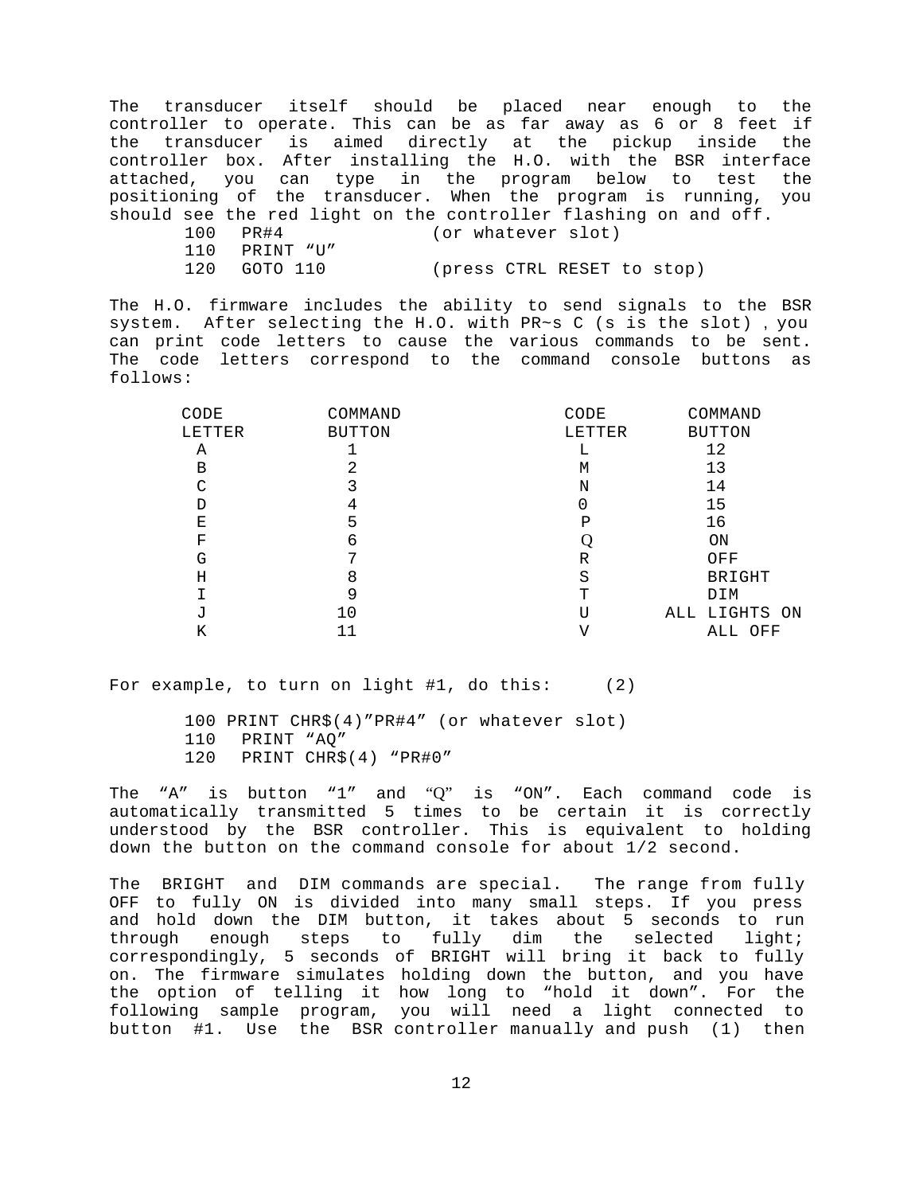The transducer itself should be placed near enough to the controller to operate. This can be as far away as 6 or 8 feet if the transducer is aimed directly at the pickup inside the controller box. After installing the H.O. with the BSR interface attached, you can type in the program below to test the positioning of the transducer. When the program is running, you should see the red light on the controller flashing on and off.

```
100  PR#4              (or whatever slot)
110  PRINT “U”
120  GOTO 110          (press CTRL RESET to stop)
```

The H.O. firmware includes the ability to send signals to the BSR system. After selecting the H.O. with PR~s C (s is the slot) , you can print code letters to cause the various commands to be sent. The code letters correspond to the command console buttons as follows:

| CODE LETTER | COMMAND BUTTON | CODE LETTER | COMMAND BUTTON |
|---|---|---|---|
| A | 1 | L | 12 |
| B | 2 | M | 13 |
| C | 3 | N | 14 |
| D | 4 | 0 | 15 |
| E | 5 | P | 16 |
| F | 6 | Q | ON |
| G | 7 | R | OFF |
| H | 8 | S | BRIGHT |
| I | 9 | T | DIM |
| J | 10 | U | ALL LIGHTS ON |
| K | 11 | V | ALL OFF |

For example, to turn on light #1, do this:     (2)

```
100 PRINT CHR$(4)”PR#4” (or whatever slot)
110  PRINT “AQ”
120  PRINT CHR$(4) “PR#0”
```

The “A” is button “1” and “Q” is “ON”. Each command code is automatically transmitted 5 times to be certain it is correctly understood by the BSR controller. This is equivalent to holding down the button on the command console for about 1/2 second.

The BRIGHT and DIM commands are special. The range from fully OFF to fully ON is divided into many small steps. If you press and hold down the DIM button, it takes about 5 seconds to run through enough steps to fully dim the selected light; correspondingly, 5 seconds of BRIGHT will bring it back to fully on. The firmware simulates holding down the button, and you have the option of telling it how long to “hold it down”. For the following sample program, you will need a light connected to button #1. Use the BSR controller manually and push (1) then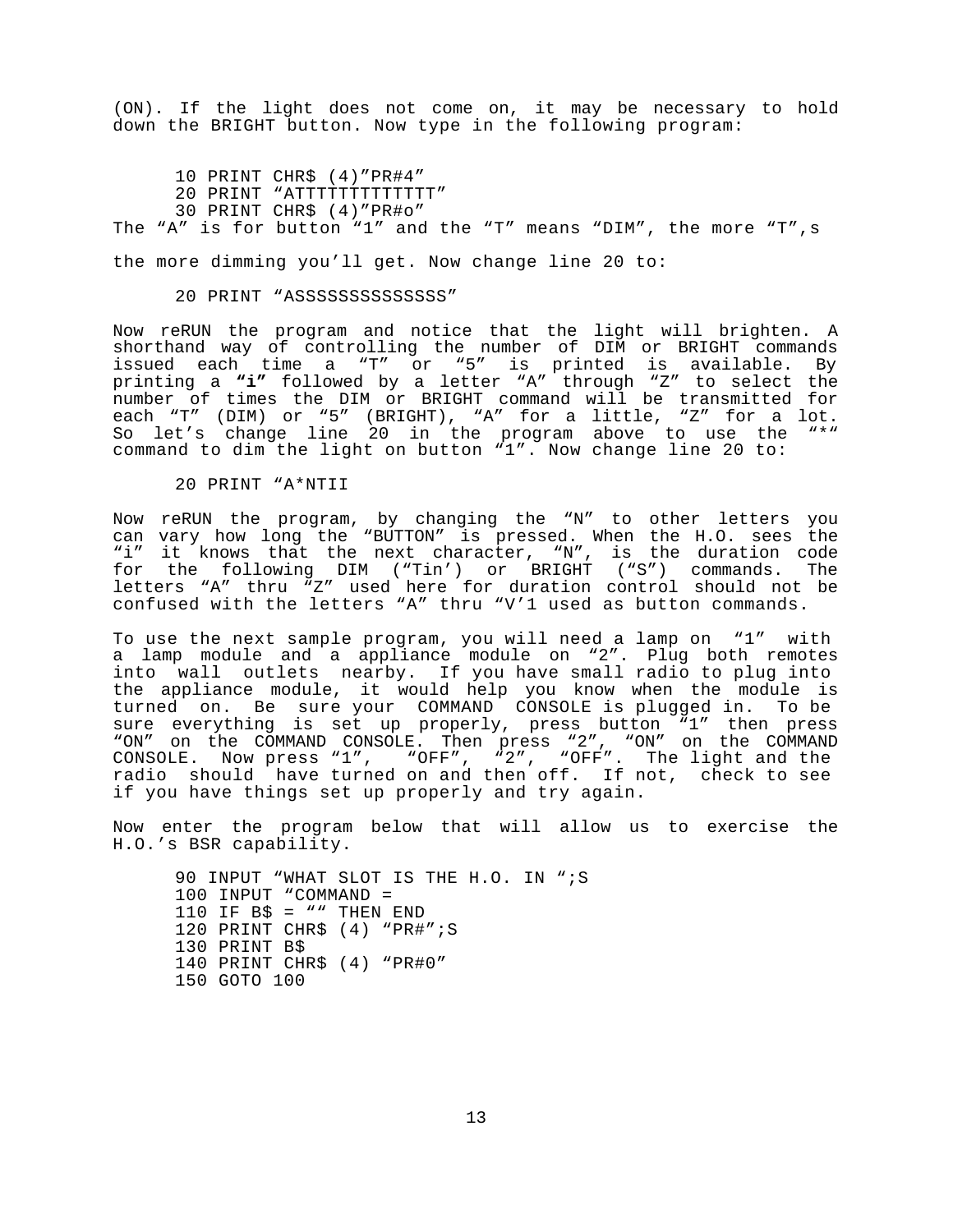(ON). If the light does not come on, it may be necessary to hold down the BRIGHT button. Now type in the following program:

```
10 PRINT CHR$ (4)”PR#4”
20 PRINT “ATTTTTTTTTTTTT”
30 PRINT CHR$ (4)”PR#o”
```

The “A” is for button “1” and the “T” means “DIM”, the more “T”,s

the more dimming you’ll get. Now change line 20 to:

```
20 PRINT “ASSSSSSSSSSSSSS”
```

Now reRUN the program and notice that the light will brighten. A shorthand way of controlling the number of DIM or BRIGHT commands issued each time a “T” or “5” is printed is available. By printing a **“i”** followed by a letter “A” through “Z” to select the number of times the DIM or BRIGHT command will be transmitted for each “T” (DIM) or “5” (BRIGHT), “A” for a little, “Z” for a lot. So let’s change line 20 in the program above to use the “*“ command to dim the light on button “1”. Now change line 20 to:

```
20 PRINT “A*NTII
```

Now reRUN the program, by changing the “N” to other letters you can vary how long the “BUTTON” is pressed. When the H.O. sees the “i” it knows that the next character, “N”, is the duration code for the following DIM (“Tin’) or BRIGHT (“S”) commands. The letters “A” thru “Z” used here for duration control should not be confused with the letters “A” thru “V’1 used as button commands.

To use the next sample program, you will need a lamp on “1” with a lamp module and a appliance module on “2”. Plug both remotes into wall outlets nearby. If you have small radio to plug into the appliance module, it would help you know when the module is turned on. Be sure your COMMAND CONSOLE is plugged in. To be sure everything is set up properly, press button “1” then press “ON” on the COMMAND CONSOLE. Then press “2”, “ON” on the COMMAND CONSOLE. Now press “1”, “OFF”, “2”, “OFF”. The light and the radio should have turned on and then off. If not, check to see if you have things set up properly and try again.

Now enter the program below that will allow us to exercise the H.O.’s BSR capability.

```
90 INPUT “WHAT SLOT IS THE H.O. IN “;S
100 INPUT “COMMAND =
110 IF B$ = ““ THEN END
120 PRINT CHR$ (4) “PR#”;S
130 PRINT B$
140 PRINT CHR$ (4) “PR#0”
150 GOTO 100
```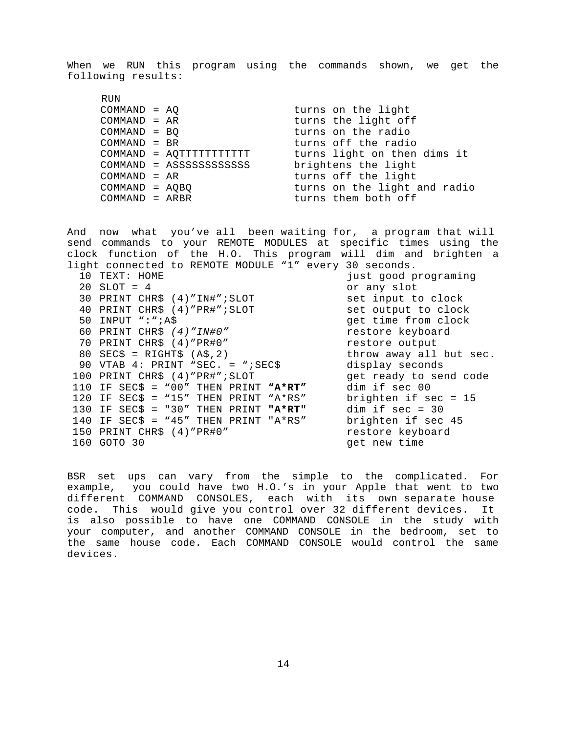When we RUN this program using the commands shown, we get the following results:

```
RUN
COMMAND = AQ                 turns on the light
COMMAND = AR                 turns the light off
COMMAND = BQ                 turns on the radio
COMMAND = BR                 turns off the radio
COMMAND = AQTTTTTTTTTTT      turns light on then dims it
COMMAND = ASSSSSSSSSSSS      brightens the light
COMMAND = AR                 turns off the light
COMMAND = AQBQ               turns on the light and radio
COMMAND = ARBR               turns them both off
```

And now what you've all been waiting for, a program that will send commands to your REMOTE MODULES at specific times using the clock function of the H.O. This program will dim and brighten a light connected to REMOTE MODULE "1" every 30 seconds.

```
 10 TEXT: HOME                            just good programing
 20 SLOT = 4                              or any slot
 30 PRINT CHR$ (4)"IN#";SLOT              set input to clock
 40 PRINT CHR$ (4)"PR#";SLOT              set output to clock
 50 INPUT ":";A$                          get time from clock
 60 PRINT CHR$ (4)"IN#0"                  restore keyboard
 70 PRINT CHR$ (4)"PR#0"                  restore output
 80 SEC$ = RIGHT$ (A$,2)                  throw away all but sec.
 90 VTAB 4: PRINT "SEC. = ";SEC$          display seconds
100 PRINT CHR$ (4)"PR#";SLOT              get ready to send code
110 IF SEC$ = "00" THEN PRINT "A*RT"      dim if sec 00
120 IF SEC$ = "15" THEN PRINT "A*RS"      brighten if sec = 15
130 IF SEC$ = "30" THEN PRINT "A*RT"      dim if sec = 30
140 IF SEC$ = "45" THEN PRINT "A*RS"      brighten if sec 45
150 PRINT CHR$ (4)"PR#0"                  restore keyboard
160 GOTO 30                               get new time
```

BSR set ups can vary from the simple to the complicated. For example, you could have two H.O.'s in your Apple that went to two different COMMAND CONSOLES, each with its own separate house code. This would give you control over 32 different devices. It is also possible to have one COMMAND CONSOLE in the study with your computer, and another COMMAND CONSOLE in the bedroom, set to the same house code. Each COMMAND CONSOLE would control the same devices.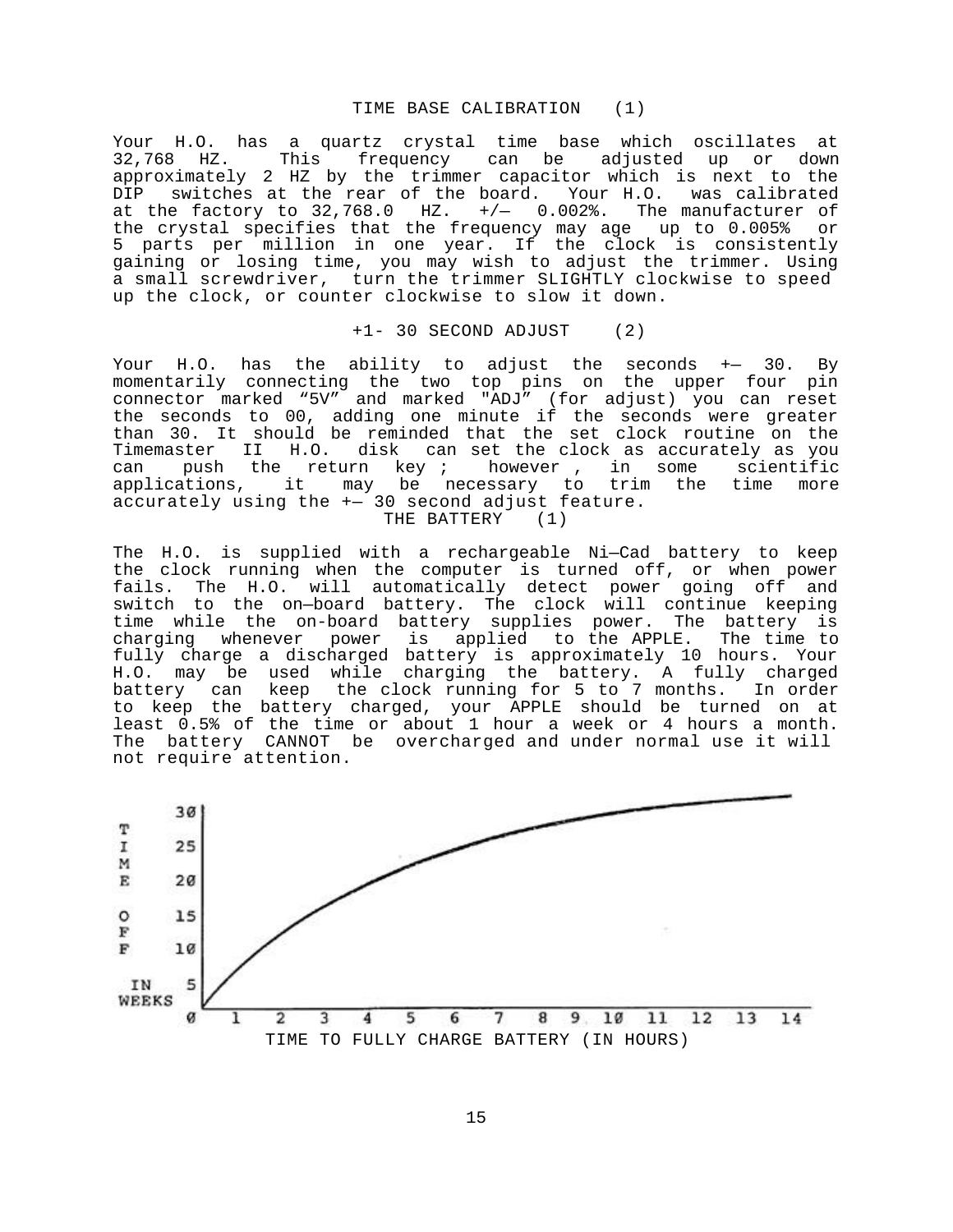## TIME BASE CALIBRATION (1)

Your H.O. has a quartz crystal time base which oscillates at 32,768 HZ. This frequency can be adjusted up or down approximately 2 HZ by the trimmer capacitor which is next to the DIP switches at the rear of the board. Your H.O. was calibrated at the factory to 32,768.0 HZ. +/— 0.002%. The manufacturer of the crystal specifies that the frequency may age up to 0.005% or 5 parts per million in one year. If the clock is consistently gaining or losing time, you may wish to adjust the trimmer. Using a small screwdriver, turn the trimmer SLIGHTLY clockwise to speed up the clock, or counter clockwise to slow it down.

## +1- 30 SECOND ADJUST (2)

Your H.O. has the ability to adjust the seconds +— 30. By momentarily connecting the two top pins on the upper four pin connector marked "5V" and marked "ADJ" (for adjust) you can reset the seconds to 00, adding one minute if the seconds were greater than 30. It should be reminded that the set clock routine on the Timemaster II H.O. disk can set the clock as accurately as you can push the return key ; however , in some scientific applications, it may be necessary to trim the time more accurately using the +— 30 second adjust feature.

## THE BATTERY (1)

The H.O. is supplied with a rechargeable Ni—Cad battery to keep the clock running when the computer is turned off, or when power fails. The H.O. will automatically detect power going off and switch to the on—board battery. The clock will continue keeping time while the on-board battery supplies power. The battery is charging whenever power is applied to the APPLE. The time to fully charge a discharged battery is approximately 10 hours. Your H.O. may be used while charging the battery. A fully charged battery can keep the clock running for 5 to 7 months. In order to keep the battery charged, your APPLE should be turned on at least 0.5% of the time or about 1 hour a week or 4 hours a month. The battery CANNOT be overcharged and under normal use it will not require attention.

TIME OFF IN WEEKS (0, 5, 10, 15, 20, 25, 30) vs. TIME TO FULLY CHARGE BATTERY (IN HOURS) (0–14)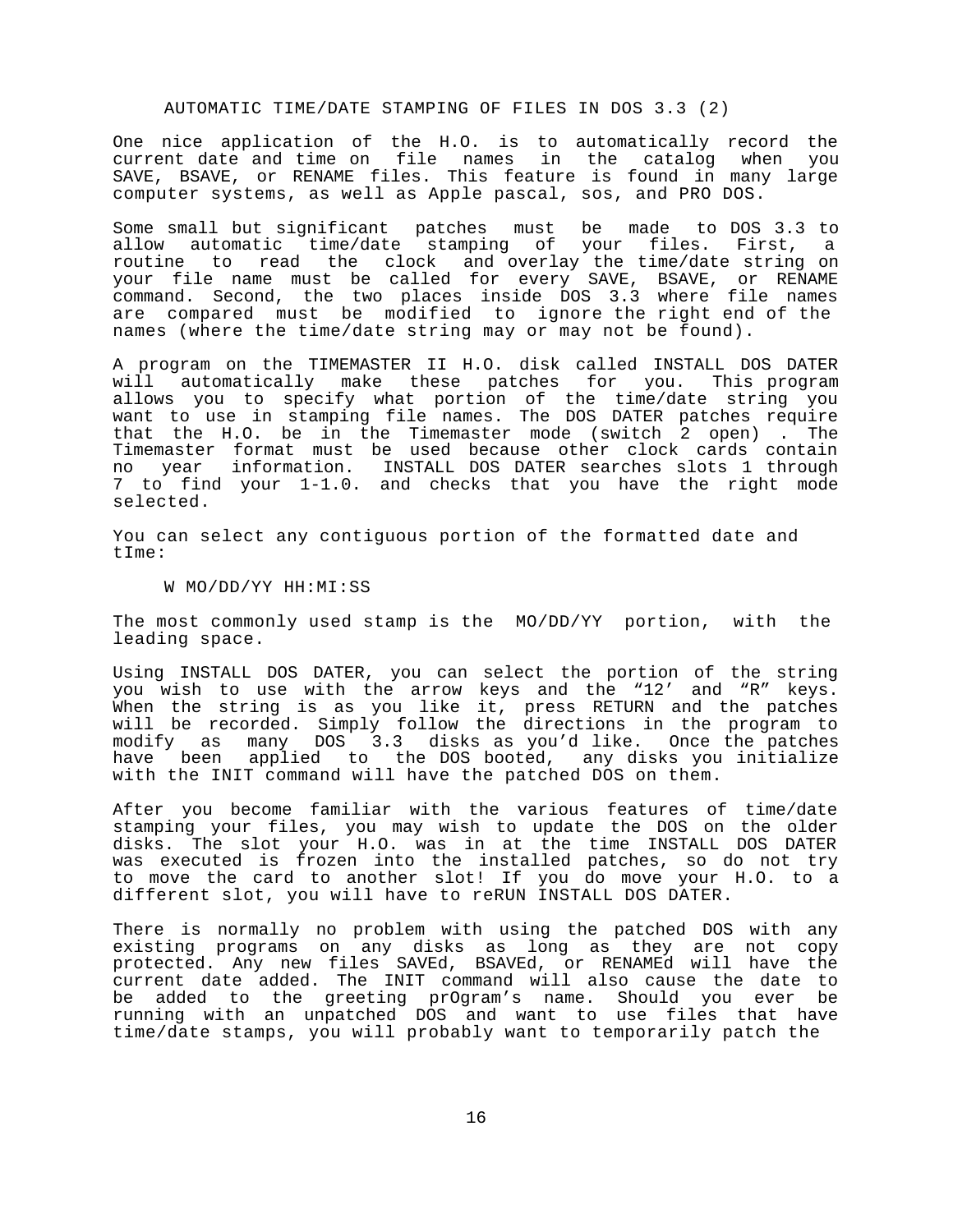## AUTOMATIC TIME/DATE STAMPING OF FILES IN DOS 3.3 (2)

One nice application of the H.O. is to automatically record the current date and time on file names in the catalog when you SAVE, BSAVE, or RENAME files. This feature is found in many large computer systems, as well as Apple pascal, sos, and PRO DOS.

Some small but significant patches must be made to DOS 3.3 to allow automatic time/date stamping of your files. First, a routine to read the clock and overlay the time/date string on your file name must be called for every SAVE, BSAVE, or RENAME command. Second, the two places inside DOS 3.3 where file names are compared must be modified to ignore the right end of the names (where the time/date string may or may not be found).

A program on the TIMEMASTER II H.O. disk called INSTALL DOS DATER will automatically make these patches for you. This program allows you to specify what portion of the time/date string you want to use in stamping file names. The DOS DATER patches require that the H.O. be in the Timemaster mode (switch 2 open) . The Timemaster format must be used because other clock cards contain no year information. INSTALL DOS DATER searches slots 1 through 7 to find your 1-1.0. and checks that you have the right mode selected.

You can select any contiguous portion of the formatted date and tIme:

```
W MO/DD/YY HH:MI:SS
```

The most commonly used stamp is the MO/DD/YY portion, with the leading space.

Using INSTALL DOS DATER, you can select the portion of the string you wish to use with the arrow keys and the “12’ and “R” keys. When the string is as you like it, press RETURN and the patches will be recorded. Simply follow the directions in the program to modify as many DOS 3.3 disks as you’d like. Once the patches have been applied to the DOS booted, any disks you initialize with the INIT command will have the patched DOS on them.

After you become familiar with the various features of time/date stamping your files, you may wish to update the DOS on the older disks. The slot your H.O. was in at the time INSTALL DOS DATER was executed is frozen into the installed patches, so do not try to move the card to another slot! If you do move your H.O. to a different slot, you will have to reRUN INSTALL DOS DATER.

There is normally no problem with using the patched DOS with any existing programs on any disks as long as they are not copy protected. Any new files SAVEd, BSAVEd, or RENAMEd will have the current date added. The INIT command will also cause the date to be added to the greeting prOgram’s name. Should you ever be running with an unpatched DOS and want to use files that have time/date stamps, you will probably want to temporarily patch the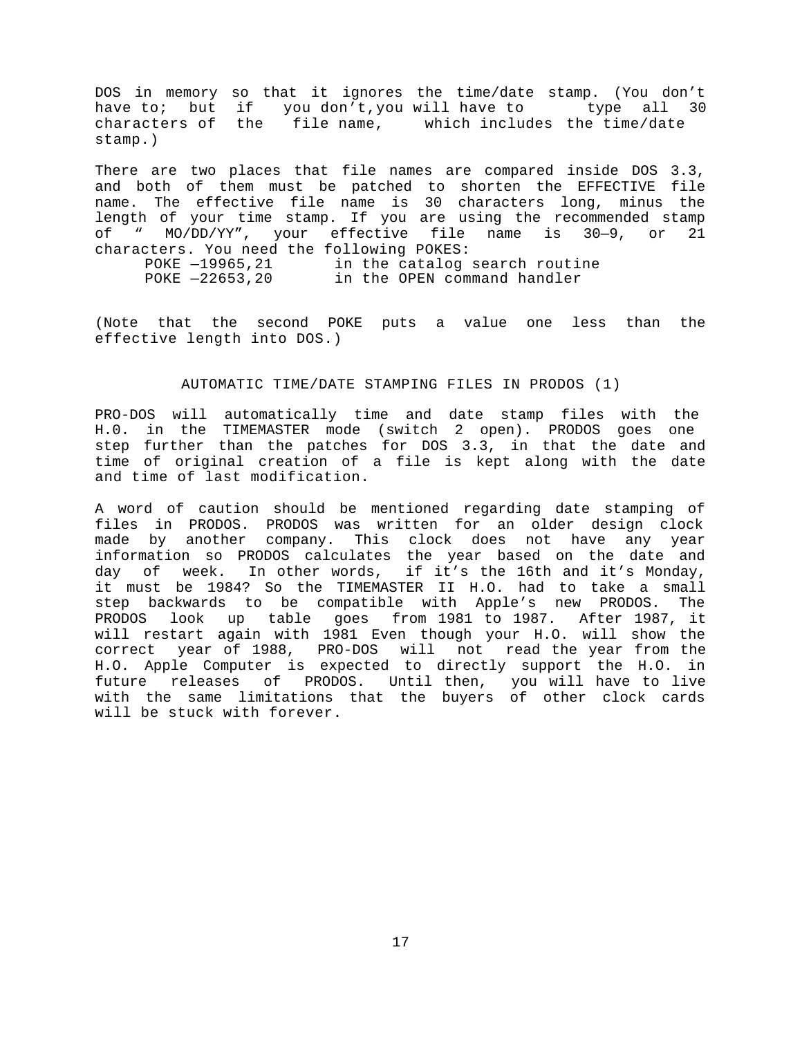DOS in memory so that it ignores the time/date stamp. (You don't have to; but if you don't, you will have to type all 30 characters of the file name, which includes the time/date stamp.)

There are two places that file names are compared inside DOS 3.3, and both of them must be patched to shorten the EFFECTIVE file name. The effective file name is 30 characters long, minus the length of your time stamp. If you are using the recommended stamp of " MO/DD/YY", your effective file name is 30—9, or 21 characters. You need the following POKES:

```
POKE —19965,21       in the catalog search routine
POKE —22653,20       in the OPEN command handler
```

(Note that the second POKE puts a value one less than the effective length into DOS.)

## AUTOMATIC TIME/DATE STAMPING FILES IN PRODOS (1)

PRO-DOS will automatically time and date stamp files with the H.0. in the TIMEMASTER mode (switch 2 open). PRODOS goes one step further than the patches for DOS 3.3, in that the date and time of original creation of a file is kept along with the date and time of last modification.

A word of caution should be mentioned regarding date stamping of files in PRODOS. PRODOS was written for an older design clock made by another company. This clock does not have any year information so PRODOS calculates the year based on the date and day of week. In other words, if it's the 16th and it's Monday, it must be 1984? So the TIMEMASTER II H.O. had to take a small step backwards to be compatible with Apple's new PRODOS. The PRODOS look up table goes from 1981 to 1987. After 1987, it will restart again with 1981 Even though your H.O. will show the correct year of 1988, PRO-DOS will not read the year from the H.O. Apple Computer is expected to directly support the H.O. in future releases of PRODOS. Until then, you will have to live with the same limitations that the buyers of other clock cards will be stuck with forever.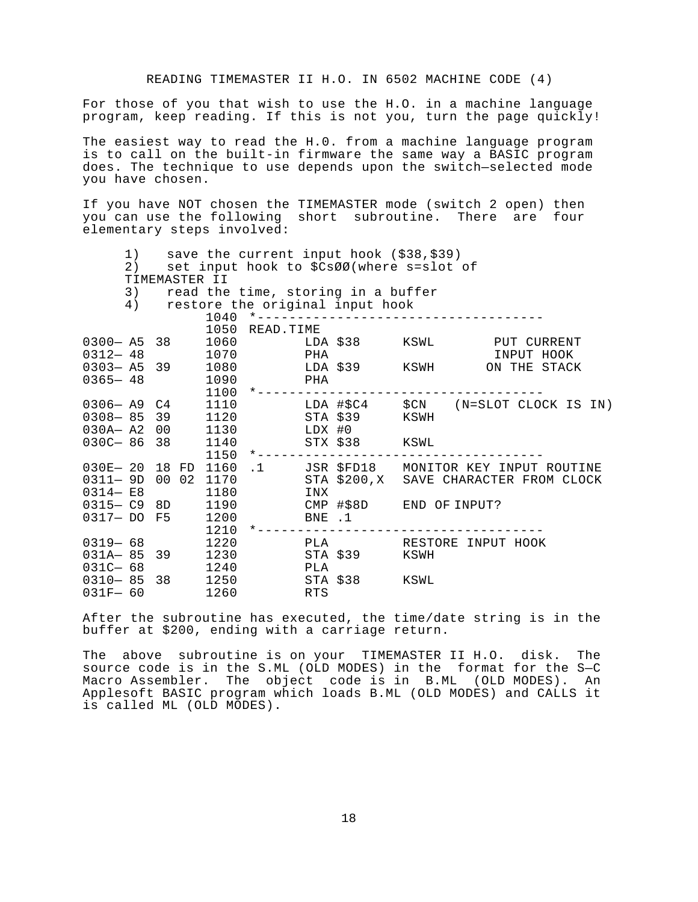# READING TIMEMASTER II H.O. IN 6502 MACHINE CODE (4)

For those of you that wish to use the H.O. in a machine language program, keep reading. If this is not you, turn the page quickly!

The easiest way to read the H.0. from a machine language program is to call on the built-in firmware the same way a BASIC program does. The technique to use depends upon the switch—selected mode you have chosen.

If you have NOT chosen the TIMEMASTER mode (switch 2 open) then you can use the following short subroutine. There are four elementary steps involved:

1) save the current input hook ($38,$39)
2) set input hook to $CsØØ(where s=slot of TIMEMASTER II
3) read the time, storing in a buffer
4) restore the original input hook

```
                1040 *-----------------------------------
                1050 READ.TIME
0300— A5 38     1060        LDA $38      KSWL       PUT CURRENT
0312— 48        1070        PHA                      INPUT HOOK
0303— A5 39     1080        LDA $39      KSWH      ON THE STACK
0365— 48        1090        PHA
                1100 *-----------------------------------
0306— A9 C4     1110        LDA #$C4     $CN   (N=SLOT CLOCK IS IN)
0308— 85 39     1120        STA $39      KSWH
030A— A2 00     1130        LDX #0
030C— 86 38     1140        STX $38      KSWL
                1150 *-----------------------------------
030E— 20 18 FD  1160 .1     JSR $FD18    MONITOR KEY INPUT ROUTINE
0311— 9D 00 02  1170        STA $200,X   SAVE CHARACTER FROM CLOCK
0314— E8        1180        INX
0315— C9 8D     1190        CMP #$8D     END OF INPUT?
0317— DO F5     1200        BNE .1
                1210 *-----------------------------------
0319— 68        1220        PLA          RESTORE INPUT HOOK
031A— 85 39     1230        STA $39      KSWH
031C— 68        1240        PLA
0310— 85 38     1250        STA $38      KSWL
031F— 60        1260        RTS
```

After the subroutine has executed, the time/date string is in the buffer at $200, ending with a carriage return.

The above subroutine is on your TIMEMASTER II H.O. disk. The source code is in the S.ML (OLD MODES) in the format for the S—C Macro Assembler. The object code is in B.ML (OLD MODES). An Applesoft BASIC program which loads B.ML (OLD MODES) and CALLS it is called ML (OLD MODES).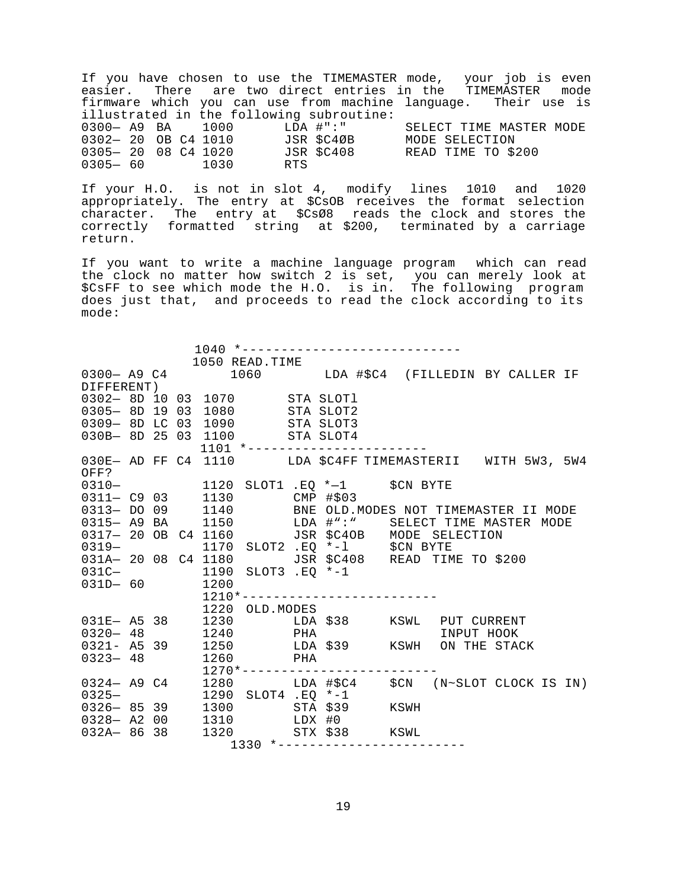If you have chosen to use the TIMEMASTER mode, your job is even easier. There are two direct entries in the TIMEMASTER mode firmware which you can use from machine language. Their use is illustrated in the following subroutine:

```
0300— A9  BA    1000       LDA #":"        SELECT TIME MASTER MODE
0302— 20  OB C4 1010       JSR $C4ØB       MODE SELECTION
0305— 20  08 C4 1020       JSR $C408       READ TIME TO $200
0305— 60        1030       RTS
```

If your H.O. is not in slot 4, modify lines 1010 and 1020 appropriately. The entry at $CsOB receives the format selection character. The entry at $CsØ8 reads the clock and stores the correctly formatted string at $200, terminated by a carriage return.

If you want to write a machine language program which can read the clock no matter how switch 2 is set, you can merely look at $CsFF to see which mode the H.O. is in. The following program does just that, and proceeds to read the clock according to its mode:

```
                1040 *----------------------------
                1050 READ.TIME
0300— A9 C4          1060        LDA #$C4  (FILLEDIN BY CALLER IF
DIFFERENT)
0302— 8D 10 03  1070       STA SLOTl
0305— 8D 19 03  1080       STA SLOT2
0309— 8D LC 03  1090       STA SLOT3
030B— 8D 25 03  1100       STA SLOT4
                1101 *-----------------------
030E— AD FF C4  1110       LDA $C4FF TIMEMASTERII   WITH 5W3, 5W4
OFF?
0310—           1120  SLOT1 .EQ *—1      $CN BYTE
0311— C9 03     1130        CMP #$03
0313— DO 09     1140        BNE OLD.MODES NOT TIMEMASTER II MODE
0315— A9 BA     1150        LDA #“:“    SELECT TIME MASTER MODE
0317— 20 OB C4 1160        JSR $C4OB   MODE  SELECTION
0319—           1170  SLOT2 .EQ *-l     $CN BYTE
031A— 20 08 C4 1180        JSR $C408   READ  TIME TO $200
031C—           1190  SLOT3 .EQ *-1
031D— 60        1200
                1210*-------------------------
                1220  OLD.MODES
031E— A5 38     1230        LDA $38     KSWL  PUT CURRENT
0320— 48        1240        PHA               INPUT HOOK
0321- A5 39     1250        LDA $39     KSWH  ON THE STACK
0323— 48        1260        PHA
                1270*------------------------
0324— A9 C4     1280        LDA #$C4    $CN  (N~SLOT CLOCK IS IN)
0325—           1290  SLOT4 .EQ *-1
0326— 85 39     1300        STA $39     KSWH
0328— A2 00     1310        LDX #0
032A— 86 38     1320        STX $38     KSWL
                   1330 *-----------------------
```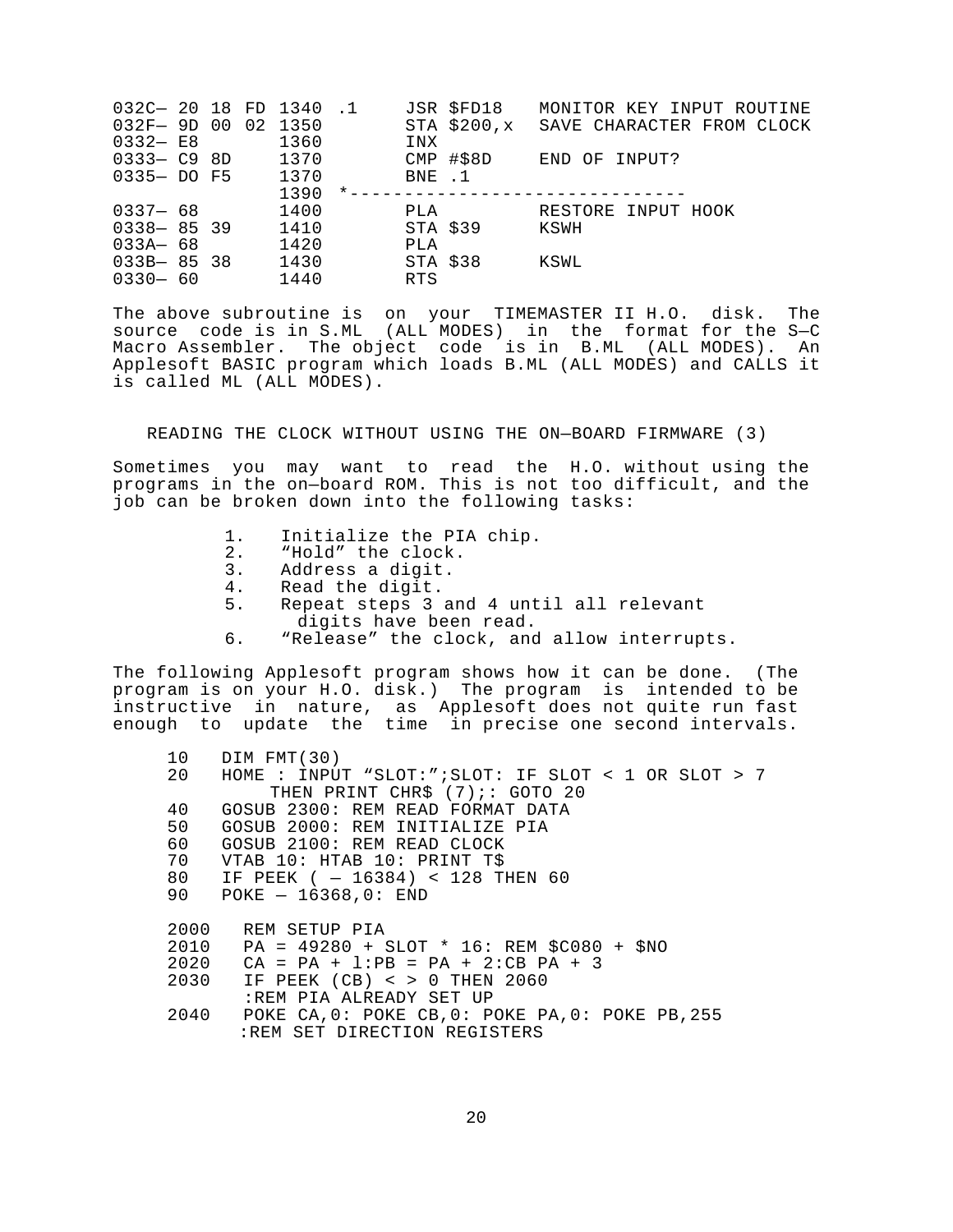```
032C— 20 18 FD 1340 .1     JSR $FD18    MONITOR KEY INPUT ROUTINE
032F— 9D 00 02 1350        STA $200,x  SAVE CHARACTER FROM CLOCK
0332— E8       1360        INX
0333— C9 8D    1370        CMP #$8D    END OF INPUT?
0335— DO F5    1370        BNE .1
               1390 *------------------------------
0337— 68       1400        PLA         RESTORE INPUT HOOK
0338— 85 39    1410        STA $39     KSWH
033A— 68       1420        PLA
033B— 85 38    1430        STA $38     KSWL
0330— 60       1440        RTS
```

The above subroutine is on your TIMEMASTER II H.O. disk. The source code is in S.ML (ALL MODES) in the format for the S—C Macro Assembler. The object code is in B.ML (ALL MODES). An Applesoft BASIC program which loads B.ML (ALL MODES) and CALLS it is called ML (ALL MODES).

## READING THE CLOCK WITHOUT USING THE ON—BOARD FIRMWARE (3)

Sometimes you may want to read the H.O. without using the programs in the on—board ROM. This is not too difficult, and the job can be broken down into the following tasks:

1. Initialize the PIA chip.
2. “Hold” the clock.
3. Address a digit.
4. Read the digit.
5. Repeat steps 3 and 4 until all relevant digits have been read.
6. “Release” the clock, and allow interrupts.

The following Applesoft program shows how it can be done. (The program is on your H.O. disk.) The program is intended to be instructive in nature, as Applesoft does not quite run fast enough to update the time in precise one second intervals.

```
10   DIM FMT(30)
20   HOME : INPUT “SLOT:”;SLOT: IF SLOT < 1 OR SLOT > 7
         THEN PRINT CHR$ (7);: GOTO 20
40   GOSUB 2300: REM READ FORMAT DATA
50   GOSUB 2000: REM INITIALIZE PIA
60   GOSUB 2100: REM READ CLOCK
70   VTAB 10: HTAB 10: PRINT T$
80   IF PEEK ( — 16384) < 128 THEN 60
90   POKE — 16368,0: END

2000   REM SETUP PIA
2010   PA = 49280 + SLOT * 16: REM $C080 + $NO
2020   CA = PA + l:PB = PA + 2:CB PA + 3
2030   IF PEEK (CB) < > 0 THEN 2060
       :REM PIA ALREADY SET UP
2040   POKE CA,0: POKE CB,0: POKE PA,0: POKE PB,255
      :REM SET DIRECTION REGISTERS
```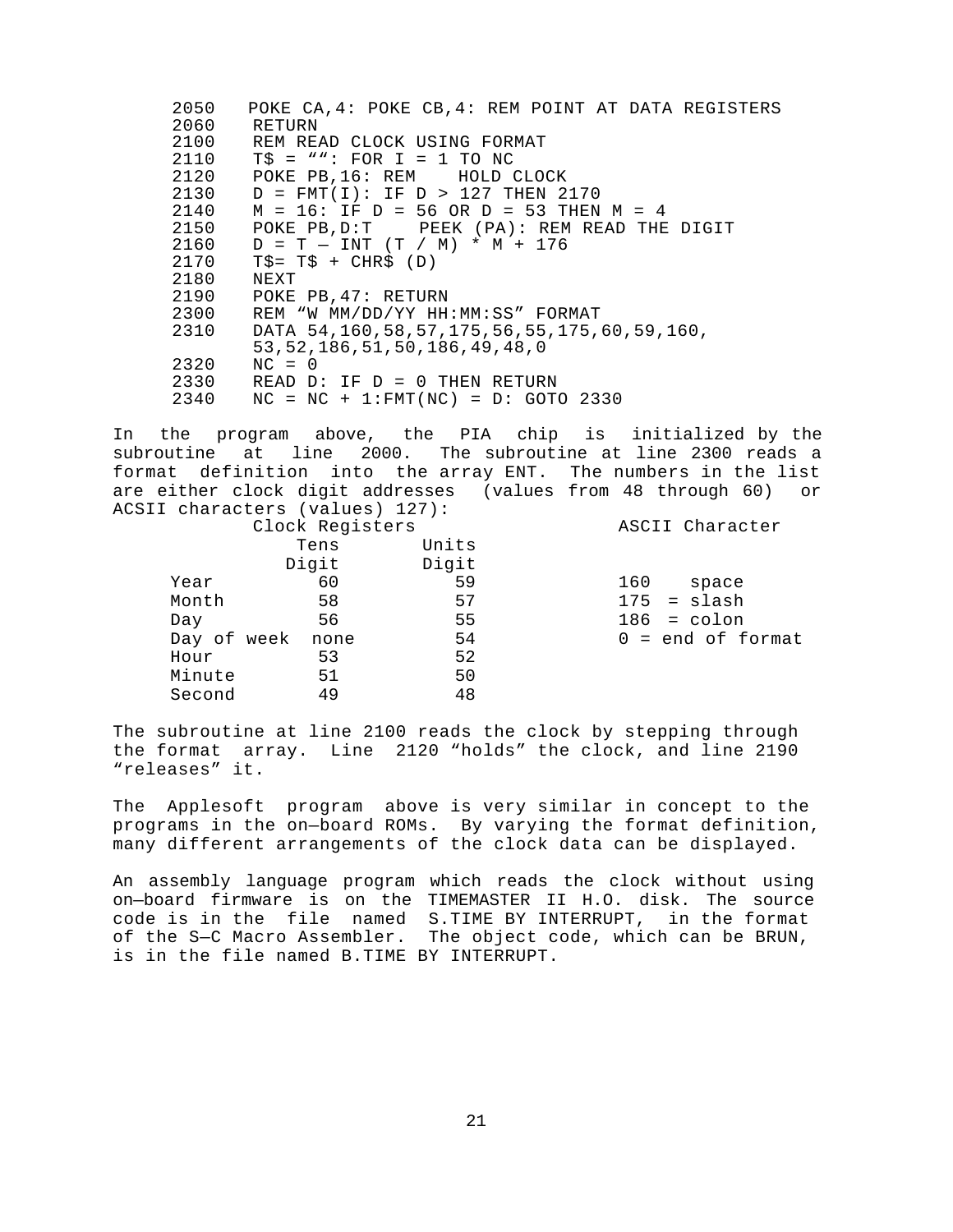```
2050   POKE CA,4: POKE CB,4: REM POINT AT DATA REGISTERS
2060   RETURN
2100   REM READ CLOCK USING FORMAT
2110   T$ = "": FOR I = 1 TO NC
2120   POKE PB,16: REM    HOLD CLOCK
2130   D = FMT(I): IF D > 127 THEN 2170
2140   M = 16: IF D = 56 OR D = 53 THEN M = 4
2150   POKE PB,D:T    PEEK (PA): REM READ THE DIGIT
2160   D = T — INT (T / M) * M + 176
2170   T$= T$ + CHR$ (D)
2180   NEXT
2190   POKE PB,47: RETURN
2300   REM "W MM/DD/YY HH:MM:SS" FORMAT
2310   DATA 54,160,58,57,175,56,55,175,60,59,160,
       53,52,186,51,50,186,49,48,0
2320   NC = 0
2330   READ D: IF D = 0 THEN RETURN
2340   NC = NC + 1:FMT(NC) = D: GOTO 2330
```

In the program above, the PIA chip is initialized by the subroutine at line 2000. The subroutine at line 2300 reads a format definition into the array ENT. The numbers in the list are either clock digit addresses (values from 48 through 60) or ACSII characters (values) 127):

| | Clock Registers | | ASCII Character |
|---|---|---|---|
| | Tens Digit | Units Digit | |
| Year | 60 | 59 | 160 space |
| Month | 58 | 57 | 175 = slash |
| Day | 56 | 55 | 186 = colon |
| Day of week | none | 54 | 0 = end of format |
| Hour | 53 | 52 | |
| Minute | 51 | 50 | |
| Second | 49 | 48 | |

The subroutine at line 2100 reads the clock by stepping through the format array. Line 2120 "holds" the clock, and line 2190 "releases" it.

The Applesoft program above is very similar in concept to the programs in the on—board ROMs. By varying the format definition, many different arrangements of the clock data can be displayed.

An assembly language program which reads the clock without using on—board firmware is on the TIMEMASTER II H.O. disk. The source code is in the file named S.TIME BY INTERRUPT, in the format of the S—C Macro Assembler. The object code, which can be BRUN, is in the file named B.TIME BY INTERRUPT.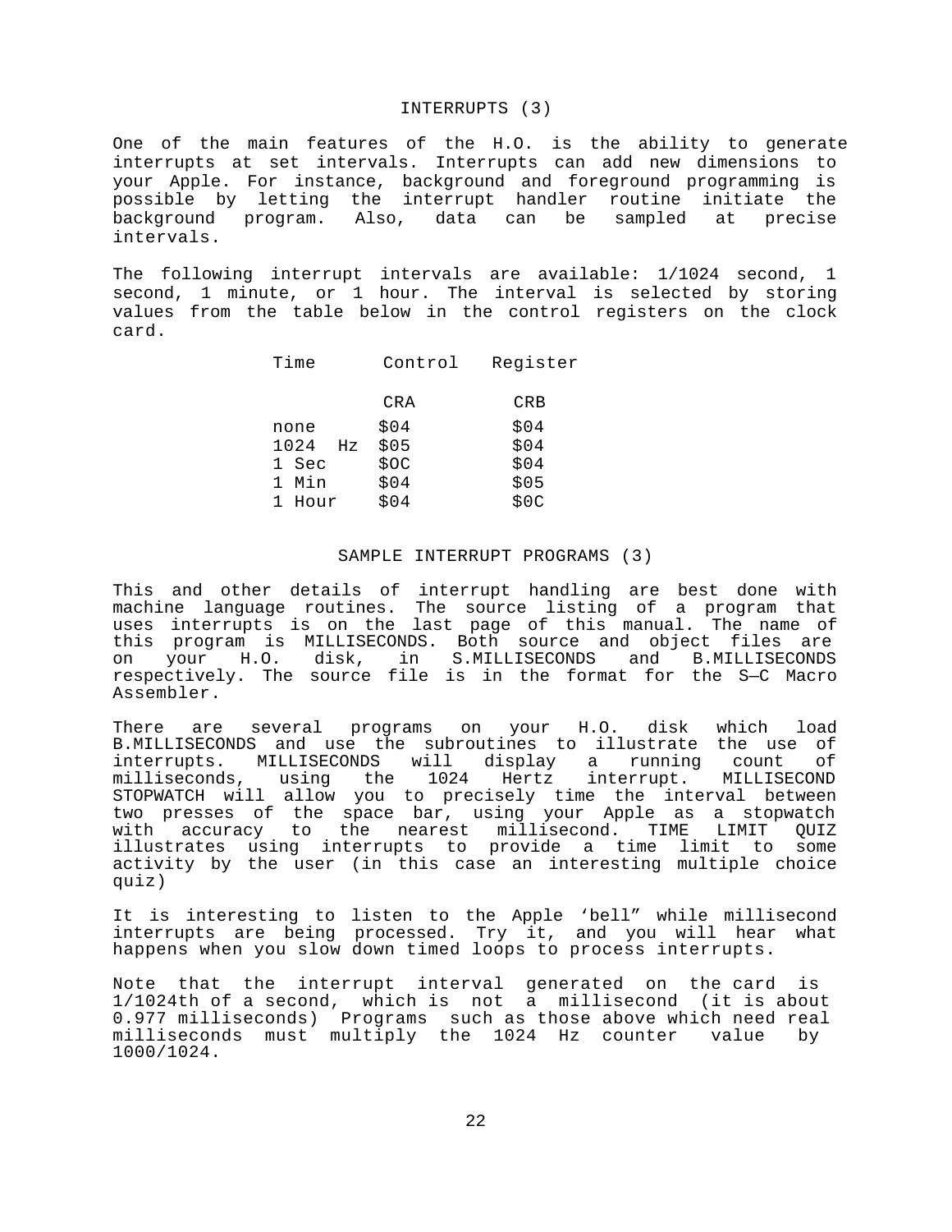## INTERRUPTS (3)

One of the main features of the H.O. is the ability to generate interrupts at set intervals. Interrupts can add new dimensions to your Apple. For instance, background and foreground programming is possible by letting the interrupt handler routine initiate the background program. Also, data can be sampled at precise intervals.

The following interrupt intervals are available: 1/1024 second, 1 second, 1 minute, or 1 hour. The interval is selected by storing values from the table below in the control registers on the clock card.

| Time | Control | Register |
|---|---|---|
| | CRA | CRB |
| none | $04 | $04 |
| 1024 Hz | $05 | $04 |
| 1 Sec | $OC | $04 |
| 1 Min | $04 | $05 |
| 1 Hour | $04 | $0C |

## SAMPLE INTERRUPT PROGRAMS (3)

This and other details of interrupt handling are best done with machine language routines. The source listing of a program that uses interrupts is on the last page of this manual. The name of this program is MILLISECONDS. Both source and object files are on your H.O. disk, in S.MILLISECONDS and B.MILLISECONDS respectively. The source file is in the format for the S—C Macro Assembler.

There are several programs on your H.O. disk which load B.MILLISECONDS and use the subroutines to illustrate the use of interrupts. MILLISECONDS will display a running count of milliseconds, using the 1024 Hertz interrupt. MILLISECOND STOPWATCH will allow you to precisely time the interval between two presses of the space bar, using your Apple as a stopwatch with accuracy to the nearest millisecond. TIME LIMIT QUIZ illustrates using interrupts to provide a time limit to some activity by the user (in this case an interesting multiple choice quiz)

It is interesting to listen to the Apple ‘bell” while millisecond interrupts are being processed. Try it, and you will hear what happens when you slow down timed loops to process interrupts.

Note that the interrupt interval generated on the card is 1/1024th of a second, which is not a millisecond (it is about 0.977 milliseconds) Programs such as those above which need real milliseconds must multiply the 1024 Hz counter value by 1000/1024.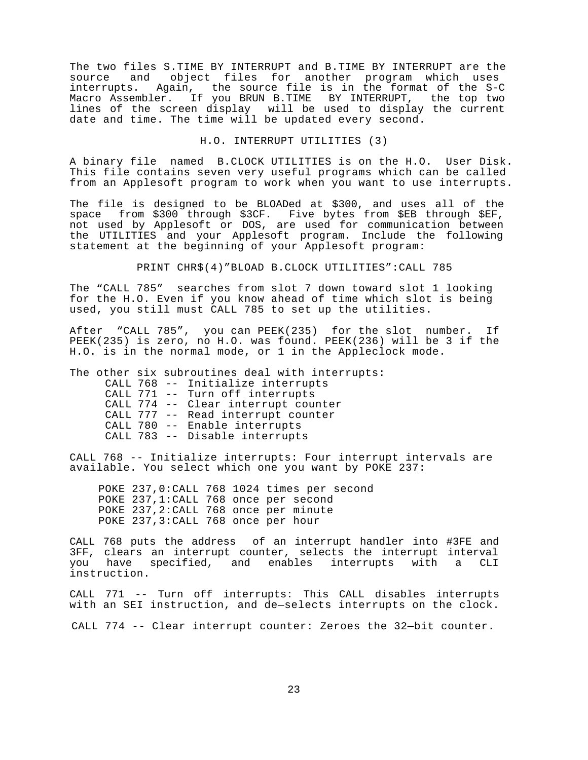The two files S.TIME BY INTERRUPT and B.TIME BY INTERRUPT are the source and object files for another program which uses interrupts. Again, the source file is in the format of the S-C Macro Assembler. If you BRUN B.TIME BY INTERRUPT, the top two lines of the screen display will be used to display the current date and time. The time will be updated every second.

## H.O. INTERRUPT UTILITIES (3)

A binary file named B.CLOCK UTILITIES is on the H.O. User Disk. This file contains seven very useful programs which can be called from an Applesoft program to work when you want to use interrupts.

The file is designed to be BLOADed at $300, and uses all of the space from $300 through $3CF. Five bytes from $EB through $EF, not used by Applesoft or DOS, are used for communication between the UTILITIES and your Applesoft program. Include the following statement at the beginning of your Applesoft program:

```
PRINT CHR$(4)"BLOAD B.CLOCK UTILITIES":CALL 785
```

The "CALL 785" searches from slot 7 down toward slot 1 looking for the H.O. Even if you know ahead of time which slot is being used, you still must CALL 785 to set up the utilities.

After "CALL 785", you can PEEK(235) for the slot number. If PEEK(235) is zero, no H.O. was found. PEEK(236) will be 3 if the H.O. is in the normal mode, or 1 in the Appleclock mode.

The other six subroutines deal with interrupts:

```
CALL 768 -- Initialize interrupts
CALL 771 -- Turn off interrupts
CALL 774 -- Clear interrupt counter
CALL 777 -- Read interrupt counter
CALL 780 -- Enable interrupts
CALL 783 -- Disable interrupts
```

CALL 768 -- Initialize interrupts: Four interrupt intervals are available. You select which one you want by POKE 237:

```
POKE 237,0:CALL 768 1024 times per second
POKE 237,1:CALL 768 once per second
POKE 237,2:CALL 768 once per minute
POKE 237,3:CALL 768 once per hour
```

CALL 768 puts the address of an interrupt handler into #3FE and 3FF, clears an interrupt counter, selects the interrupt interval you have specified, and enables interrupts with a CLI instruction.

CALL 771 -- Turn off interrupts: This CALL disables interrupts with an SEI instruction, and de—selects interrupts on the clock.

CALL 774 -- Clear interrupt counter: Zeroes the 32—bit counter.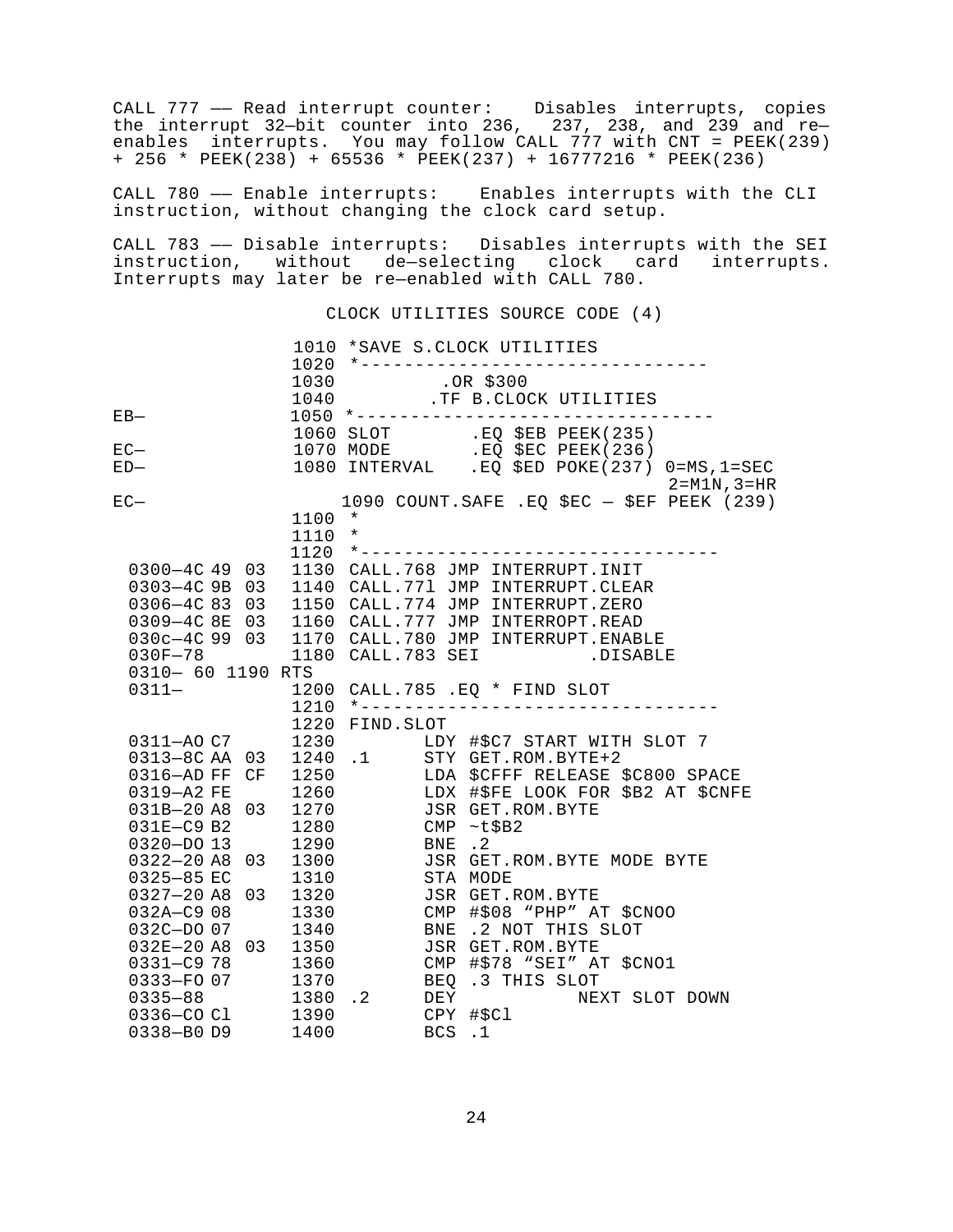CALL 777 —— Read interrupt counter: Disables interrupts, copies the interrupt 32—bit counter into 236, 237, 238, and re—enables interrupts. You may follow CALL 777 with CNT = PEEK(239) + 256 * PEEK(238) + 65536 * PEEK(237) + 16777216 * PEEK(236)

CALL 780 —— Enable interrupts: Enables interrupts with the CLI instruction, without changing the clock card setup.

CALL 783 —— Disable interrupts: Disables interrupts with the SEI instruction, without de—selecting clock card interrupts. Interrupts may later be re—enabled with CALL 780.

CLOCK UTILITIES SOURCE CODE (4)

```
                 1010 *SAVE S.CLOCK UTILITIES
                 1020 *-------------------------------
                 1030          .OR $300
                 1040         .TF B.CLOCK UTILITIES
EB—              1050 *-------------------------------
                 1060 SLOT        .EQ $EB PEEK(235)
EC—              1070 MODE        .EQ $EC PEEK(236)
ED—              1080 INTERVAL    .EQ $ED POKE(237) 0=MS,1=SEC
                                                    2=M1N,3=HR
EC—                  1090 COUNT.SAFE .EQ $EC — $EF PEEK (239)
                 1100 *
                 1110 *
                 1120 *--------------------------------
 0300—4C 49 03   1130 CALL.768 JMP INTERRUPT.INIT
 0303—4C 9B 03   1140 CALL.77l JMP INTERRUPT.CLEAR
 0306—4C 83 03   1150 CALL.774 JMP INTERRUPT.ZERO
 0309—4C 8E 03   1160 CALL.777 JMP INTERROPT.READ
 030c—4C 99 03   1170 CALL.780 JMP INTERRUPT.ENABLE
 030F—78         1180 CALL.783 SEI          .DISABLE
 0310— 60 1190 RTS
 0311—           1200 CALL.785 .EQ * FIND SLOT
                 1210 *--------------------------------
                 1220 FIND.SLOT
 0311—AO C7      1230        LDY #$C7 START WITH SLOT 7
 0313—8C AA 03   1240 .1     STY GET.ROM.BYTE+2
 0316—AD FF  CF  1250        LDA $CFFF RELEASE $C800 SPACE
 0319—A2 FE      1260        LDX #$FE LOOK FOR $B2 AT $CNFE
 031B—20 A8  03  1270        JSR GET.ROM.BYTE
 031E—C9 B2      1280        CMP ~t$B2
 0320—DO 13      1290        BNE .2
 0322—20 A8  03  1300        JSR GET.ROM.BYTE MODE BYTE
 0325—85 EC      1310        STA MODE
 0327—20 A8  03  1320        JSR GET.ROM.BYTE
 032A—C9 08      1330        CMP #$08 “PHP” AT $CNOO
 032C—DO 07      1340        BNE .2 NOT THIS SLOT
 032E—20 A8  03  1350        JSR GET.ROM.BYTE
 0331—C9 78      1360        CMP #$78 “SEI” AT $CNO1
 0333—FO 07      1370        BEQ .3 THIS SLOT
 0335—88         1380 .2     DEY           NEXT SLOT DOWN
 0336—CO Cl      1390        CPY #$Cl
 0338—B0 D9      1400        BCS .1
```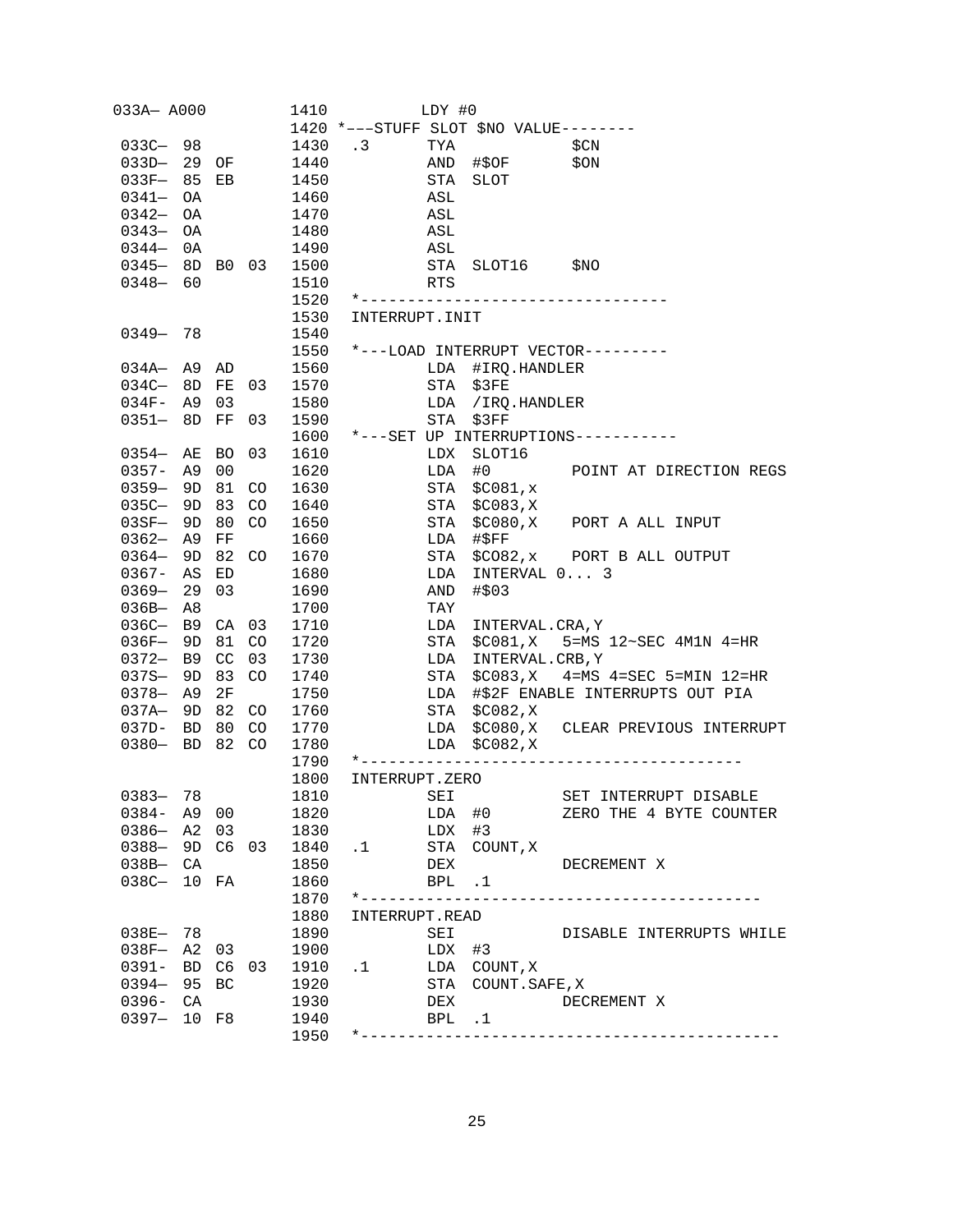```
033A— A000          1410          LDY #0
                    1420 *———STUFF SLOT $NO VALUE--------
 033C—  98          1430  .3      TYA               $CN
 033D—  29  OF      1440          AND  #$OF         $ON
 033F—  85  EB      1450          STA  SLOT
 0341—  OA          1460          ASL
 0342—  OA          1470          ASL
 0343—  OA          1480          ASL
 0344—  0A          1490          ASL
 0345—  8D  B0  03  1500          STA  SLOT16      $NO
 0348—  60          1510          RTS
                    1520  *--------------------------------
                    1530  INTERRUPT.INIT
 0349—  78          1540
                    1550  *---LOAD INTERRUPT VECTOR---------
 034A—  A9  AD      1560          LDA  #IRQ.HANDLER
 034C—  8D  FE  03  1570          STA  $3FE
 034F-  A9  03      1580          LDA  /IRQ.HANDLER
 0351—  8D  FF  03  1590          STA  $3FF
                    1600  *---SET UP INTERRUPTIONS-----------
 0354—  AE  BO  03  1610          LDX  SLOT16
 0357-  A9  00      1620          LDA  #0           POINT AT DIRECTION REGS
 0359—  9D  81  CO  1630          STA  $C081,x
 035C—  9D  83  CO  1640          STA  $C083,X
 03SF—  9D  80  CO  1650          STA  $C080,X    PORT A ALL INPUT
 0362—  A9  FF      1660          LDA  #$FF
 0364—  9D  82  CO  1670          STA  $CO82,x    PORT B ALL OUTPUT
 0367-  AS  ED      1680          LDA  INTERVAL 0... 3
 0369—  29  03      1690          AND  #$03
 036B—  A8          1700          TAY
 036C—  B9  CA  03  1710          LDA  INTERVAL.CRA,Y
 036F—  9D  81  CO  1720          STA  $C081,X   5=MS 12~SEC 4M1N 4=HR
 0372—  B9  CC  03  1730          LDA  INTERVAL.CRB,Y
 037S—  9D  83  CO  1740          STA  $C083,X   4=MS 4=SEC 5=MIN 12=HR
 0378—  A9  2F      1750          LDA  #$2F ENABLE INTERRUPTS OUT PIA
 037A—  9D  82  CO  1760          STA  $C082,X
 037D-  BD  80  CO  1770          LDA  $C080,X   CLEAR PREVIOUS INTERRUPT
 0380—  BD  82  CO  1780          LDA  $C082,X
                    1790  *----------------------------------------
                    1800  INTERRUPT.ZERO
 0383—  78          1810          SEI               SET INTERRUPT DISABLE
 0384-  A9  00      1820          LDA  #0           ZERO THE 4 BYTE COUNTER
 0386—  A2  03      1830          LDX  #3
 0388—  9D  C6  03  1840  .1      STA  COUNT,X
 038B—  CA          1850          DEX               DECREMENT X
 038C—  10  FA      1860          BPL  .1
                    1870  *-------------------------------------------
                    1880  INTERRUPT.READ
 038E—  78          1890          SEI               DISABLE INTERRUPTS WHILE
 038F—  A2  03      1900          LDX  #3
 0391-  BD  C6  03  1910  .1      LDA  COUNT,X
 0394—  95  BC      1920          STA  COUNT.SAFE,X
 0396-  CA          1930          DEX               DECREMENT X
 0397—  10  F8      1940          BPL  .1
                    1950  *--------------------------------------------
```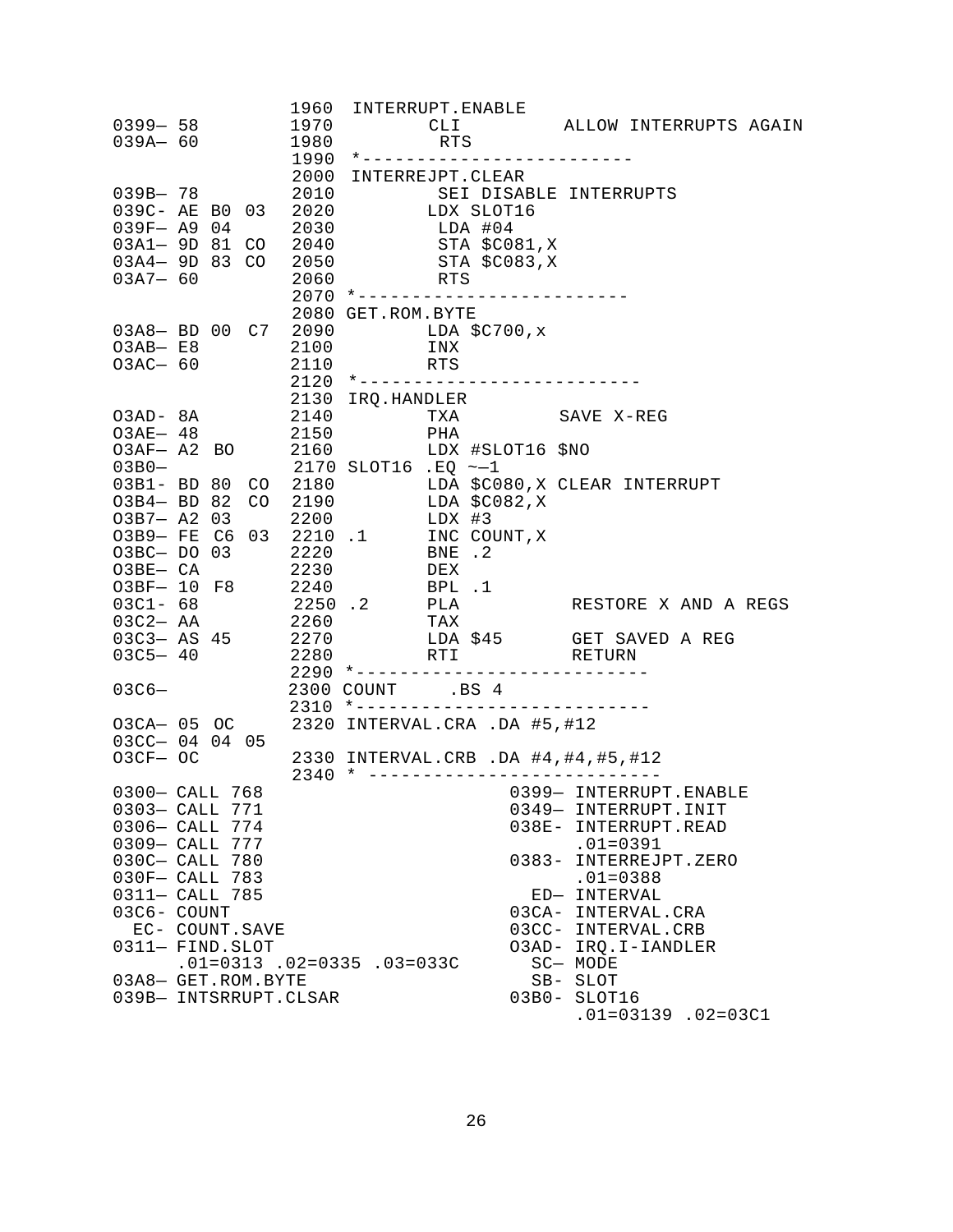```
                     1960  INTERRUPT.ENABLE
0399— 58             1970         CLI          ALLOW INTERRUPTS AGAIN
039A— 60             1980          RTS
                     1990  *------------------------
                     2000  INTERREJPT.CLEAR
039B— 78             2010          SEI DISABLE INTERRUPTS
039C- AE B0 03       2020         LDX SLOT16
039F— A9 04          2030          LDA #04
03A1— 9D 81 CO       2040          STA $C081,X
03A4— 9D 83 CO       2050          STA $C083,X
03A7— 60             2060          RTS
                     2070  *------------------------
                     2080 GET.ROM.BYTE
03A8— BD 00 C7       2090         LDA $C700,x
O3AB— E8             2100         INX
O3AC— 60             2110         RTS
                     2120  *-------------------------
                     2130 IRQ.HANDLER
O3AD- 8A             2140         TXA          SAVE X-REG
O3AE— 48             2150         PHA
O3AF— A2 BO          2160         LDX #SLOT16 $NO
03B0—                 2170 SLOT16 .EQ ~—1
03B1- BD 80 CO       2180         LDA $C080,X CLEAR INTERRUPT
O3B4— BD 82 CO       2190         LDA $C082,X
O3B7— A2 03          2200         LDX #3
O3B9— FE C6 03       2210 .1      INC COUNT,X
O3BC— DO 03          2220         BNE .2
O3BE— CA             2230         DEX
O3BF— 10 F8          2240         BPL .1
03C1- 68              2250 .2      PLA           RESTORE X AND A REGS
03C2— AA             2260         TAX
03C3— AS 45          2270         LDA $45       GET SAVED A REG
03C5— 40             2280         RTI           RETURN
                     2290 *--------------------------
03C6—                2300 COUNT     .BS 4
                     2310 *--------------------------
O3CA— 05 OC          2320 INTERVAL.CRA .DA #5,#12
03CC— 04 04 05
O3CF— OC             2330 INTERVAL.CRB .DA #4,#4,#5,#12
                     2340 * --------------------------
0300— CALL 768                          0399— INTERRUPT.ENABLE
0303— CALL 771                          0349— INTERRUPT.INIT
0306— CALL 774                          038E- INTERRUPT.READ
0309— CALL 777                                .01=0391
030C— CALL 780                          0383- INTERREJPT.ZERO
030F— CALL 783                                .01=0388
0311— CALL 785                            ED— INTERVAL
03C6- COUNT                             03CA- INTERVAL.CRA
  EC- COUNT.SAVE                        03CC- INTERVAL.CRB
0311— FIND.SLOT                         O3AD- IRQ.I-IANDLER
     .01=0313 .02=0335 .03=033C           SC— MODE
03A8— GET.ROM.BYTE                        SB- SLOT
039B— INTSRRUPT.CLSAR                   03B0- SLOT16
                                              .01=03139 .02=03C1
```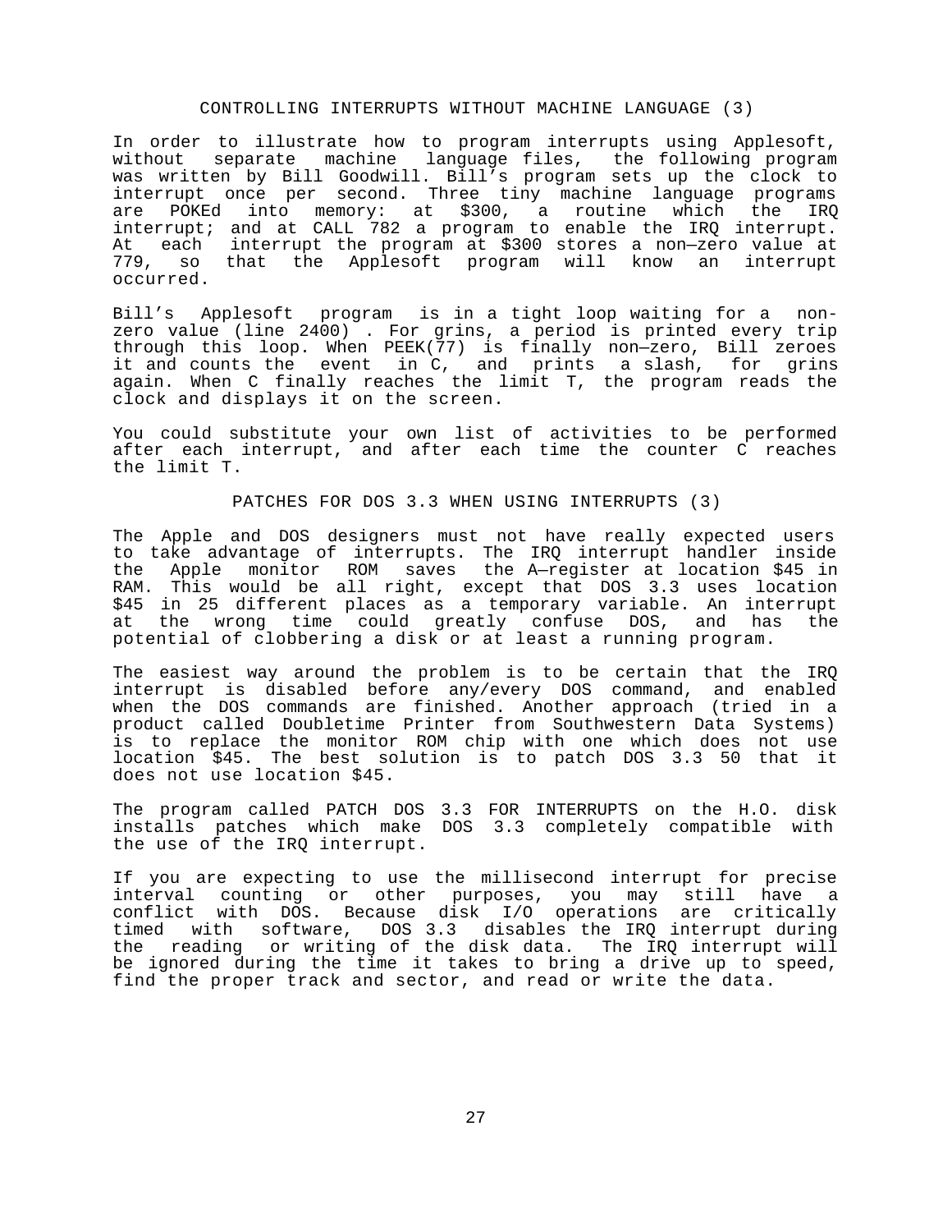## CONTROLLING INTERRUPTS WITHOUT MACHINE LANGUAGE (3)

In order to illustrate how to program interrupts using Applesoft, without separate machine language files, the following program was written by Bill Goodwill. Bill's program sets up the clock to interrupt once per second. Three tiny machine language programs are POKEd into memory: at $300, a routine which the IRQ interrupt; and at CALL 782 a program to enable the IRQ interrupt. At each interrupt the program at $300 stores a non—zero value at 779, so that the Applesoft program will know an interrupt occurred.

Bill's Applesoft program is in a tight loop waiting for a non-zero value (line 2400) . For grins, a period is printed every trip through this loop. When PEEK(77) is finally non—zero, Bill zeroes it and counts the event in C, and prints a slash, for grins again. When C finally reaches the limit T, the program reads the clock and displays it on the screen.

You could substitute your own list of activities to be performed after each interrupt, and after each time the counter C reaches the limit T.

## PATCHES FOR DOS 3.3 WHEN USING INTERRUPTS (3)

The Apple and DOS designers must not have really expected users to take advantage of interrupts. The IRQ interrupt handler inside the Apple monitor ROM saves the A—register at location $45 in RAM. This would be all right, except that DOS 3.3 uses location $45 in 25 different places as a temporary variable. An interrupt at the wrong time could greatly confuse DOS, and has the potential of clobbering a disk or at least a running program.

The easiest way around the problem is to be certain that the IRQ interrupt is disabled before any/every DOS command, and enabled when the DOS commands are finished. Another approach (tried in a product called Doubletime Printer from Southwestern Data Systems) is to replace the monitor ROM chip with one which does not use location $45. The best solution is to patch DOS 3.3 50 that it does not use location $45.

The program called PATCH DOS 3.3 FOR INTERRUPTS on the H.O. disk installs patches which make DOS 3.3 completely compatible with the use of the IRQ interrupt.

If you are expecting to use the millisecond interrupt for precise interval counting or other purposes, you may still have a conflict with DOS. Because disk I/O operations are critically timed with software, DOS 3.3 disables the IRQ interrupt during the reading or writing of the disk data. The IRQ interrupt will be ignored during the time it takes to bring a drive up to speed, find the proper track and sector, and read or write the data.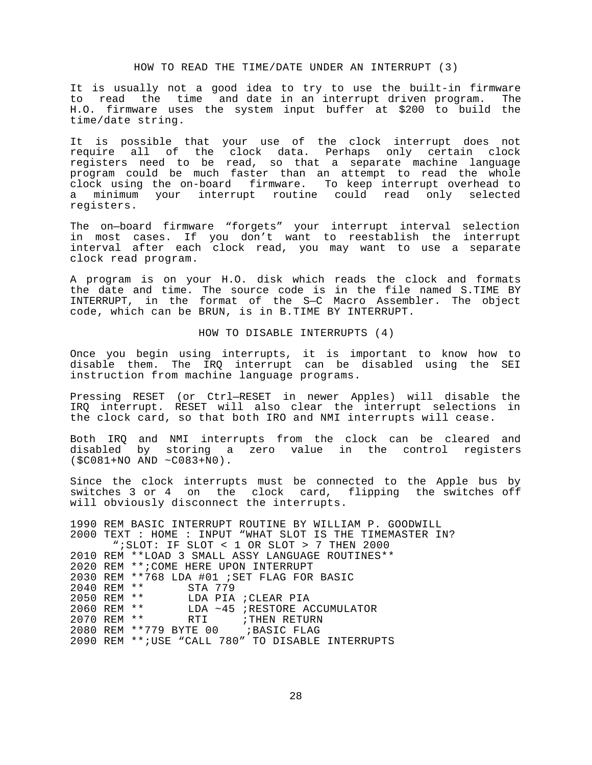## HOW TO READ THE TIME/DATE UNDER AN INTERRUPT (3)

It is usually not a good idea to try to use the built-in firmware to read the time and date in an interrupt driven program. The H.O. firmware uses the system input buffer at $200 to build the time/date string.

It is possible that your use of the clock interrupt does not require all of the clock data. Perhaps only certain clock registers need to be read, so that a separate machine language program could be much faster than an attempt to read the whole clock using the on-board firmware. To keep interrupt overhead to a minimum your interrupt routine could read only selected registers.

The on—board firmware "forgets" your interrupt interval selection in most cases. If you don't want to reestablish the interrupt interval after each clock read, you may want to use a separate clock read program.

A program is on your H.O. disk which reads the clock and formats the date and time. The source code is in the file named S.TIME BY INTERRUPT, in the format of the S—C Macro Assembler. The object code, which can be BRUN, is in B.TIME BY INTERRUPT.

## HOW TO DISABLE INTERRUPTS (4)

Once you begin using interrupts, it is important to know how to disable them. The IRQ interrupt can be disabled using the SEI instruction from machine language programs.

Pressing RESET (or Ctrl—RESET in newer Apples) will disable the IRQ interrupt. RESET will also clear the interrupt selections in the clock card, so that both IRO and NMI interrupts will cease.

Both IRQ and NMI interrupts from the clock can be cleared and disabled by storing a zero value in the control registers ($C081+NO AND ~C083+N0).

Since the clock interrupts must be connected to the Apple bus by switches 3 or 4 on the clock card, flipping the switches off will obviously disconnect the interrupts.

```
1990 REM BASIC INTERRUPT ROUTINE BY WILLIAM P. GOODWILL
2000 TEXT : HOME : INPUT "WHAT SLOT IS THE TIMEMASTER IN?
     ";SLOT: IF SLOT < 1 OR SLOT > 7 THEN 2000
2010 REM **LOAD 3 SMALL ASSY LANGUAGE ROUTINES**
2020 REM **;COME HERE UPON INTERRUPT
2030 REM **768 LDA #01 ;SET FLAG FOR BASIC
2040 REM **       STA 779
2050 REM **       LDA PIA ;CLEAR PIA
2060 REM **       LDA ~45 ;RESTORE ACCUMULATOR
2070 REM **       RTI     ;THEN RETURN
2080 REM **779 BYTE 00    ;BASIC FLAG
2090 REM **;USE "CALL 780" TO DISABLE INTERRUPTS
```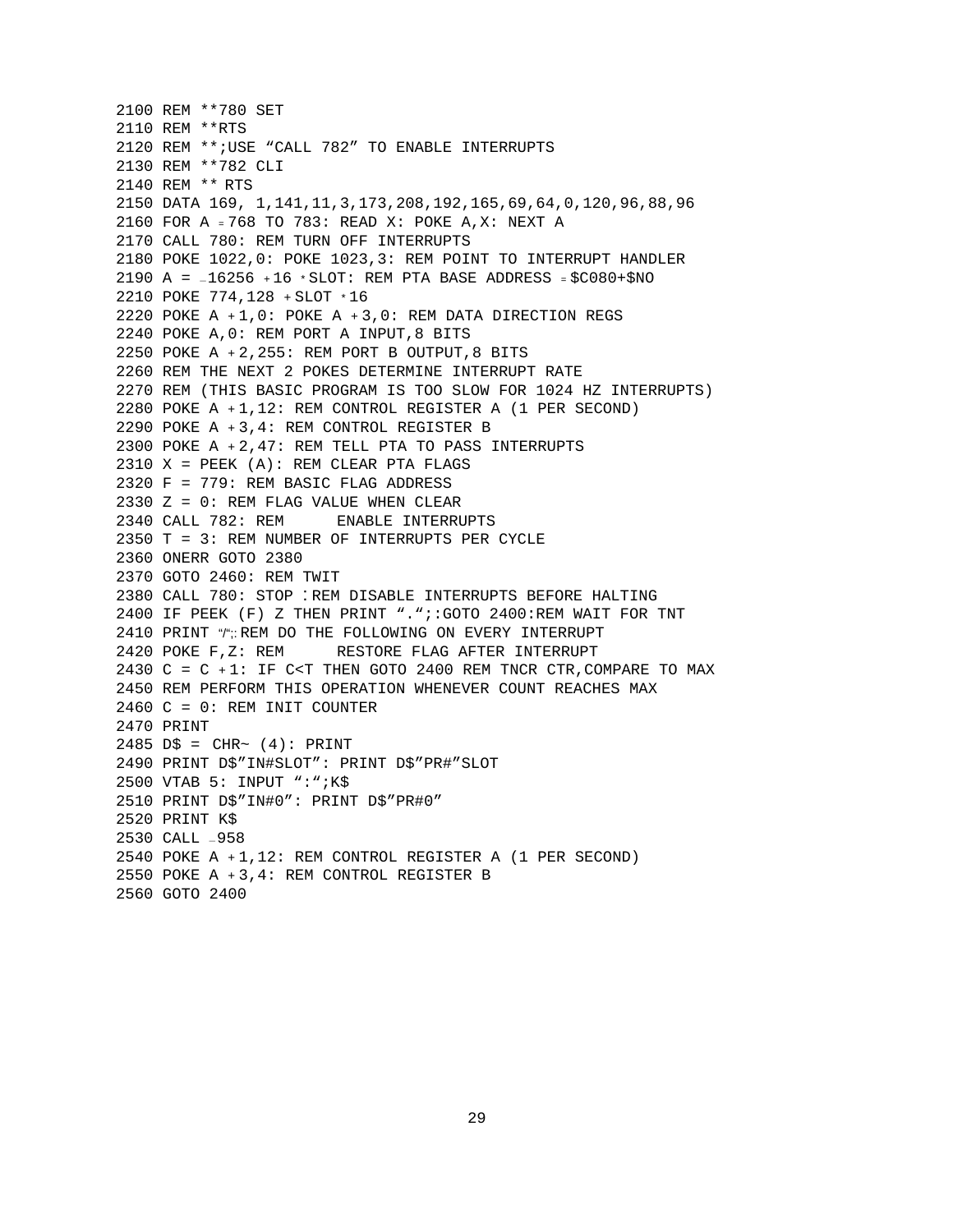```
2100 REM **780 SET
2110 REM **RTS
2120 REM **;USE "CALL 782" TO ENABLE INTERRUPTS
2130 REM **782 CLI
2140 REM ** RTS
2150 DATA 169, 1,141,11,3,173,208,192,165,69,64,0,120,96,88,96
2160 FOR A = 768 TO 783: READ X: POKE A,X: NEXT A
2170 CALL 780: REM TURN OFF INTERRUPTS
2180 POKE 1022,0: POKE 1023,3: REM POINT TO INTERRUPT HANDLER
2190 A = -16256 +16 * SLOT: REM PTA BASE ADDRESS = $C080+$NO
2210 POKE 774,128 + SLOT *16
2220 POKE A +1,0: POKE A +3,0: REM DATA DIRECTION REGS
2240 POKE A,0: REM PORT A INPUT,8 BITS
2250 POKE A +2,255: REM PORT B OUTPUT,8 BITS
2260 REM THE NEXT 2 POKES DETERMINE INTERRUPT RATE
2270 REM (THIS BASIC PROGRAM IS TOO SLOW FOR 1024 HZ INTERRUPTS)
2280 POKE A +1,12: REM CONTROL REGISTER A (1 PER SECOND)
2290 POKE A +3,4: REM CONTROL REGISTER B
2300 POKE A +2,47: REM TELL PTA TO PASS INTERRUPTS
2310 X = PEEK (A): REM CLEAR PTA FLAGS
2320 F = 779: REM BASIC FLAG ADDRESS
2330 Z = 0: REM FLAG VALUE WHEN CLEAR
2340 CALL 782: REM      ENABLE INTERRUPTS
2350 T = 3: REM NUMBER OF INTERRUPTS PER CYCLE
2360 ONERR GOTO 2380
2370 GOTO 2460: REM TWIT
2380 CALL 780: STOP :REM DISABLE INTERRUPTS BEFORE HALTING
2400 IF PEEK (F) Z THEN PRINT ".";:GOTO 2400:REM WAIT FOR TNT
2410 PRINT "/";: REM DO THE FOLLOWING ON EVERY INTERRUPT
2420 POKE F,Z: REM      RESTORE FLAG AFTER INTERRUPT
2430 C = C +1: IF C<T THEN GOTO 2400 REM TNCR CTR,COMPARE TO MAX
2450 REM PERFORM THIS OPERATION WHENEVER COUNT REACHES MAX
2460 C = 0: REM INIT COUNTER
2470 PRINT
2485 D$ = CHR~ (4): PRINT
2490 PRINT D$"IN#SLOT": PRINT D$"PR#"SLOT
2500 VTAB 5: INPUT ":";K$
2510 PRINT D$"IN#0": PRINT D$"PR#0"
2520 PRINT K$
2530 CALL -958
2540 POKE A +1,12: REM CONTROL REGISTER A (1 PER SECOND)
2550 POKE A +3,4: REM CONTROL REGISTER B
2560 GOTO 2400
```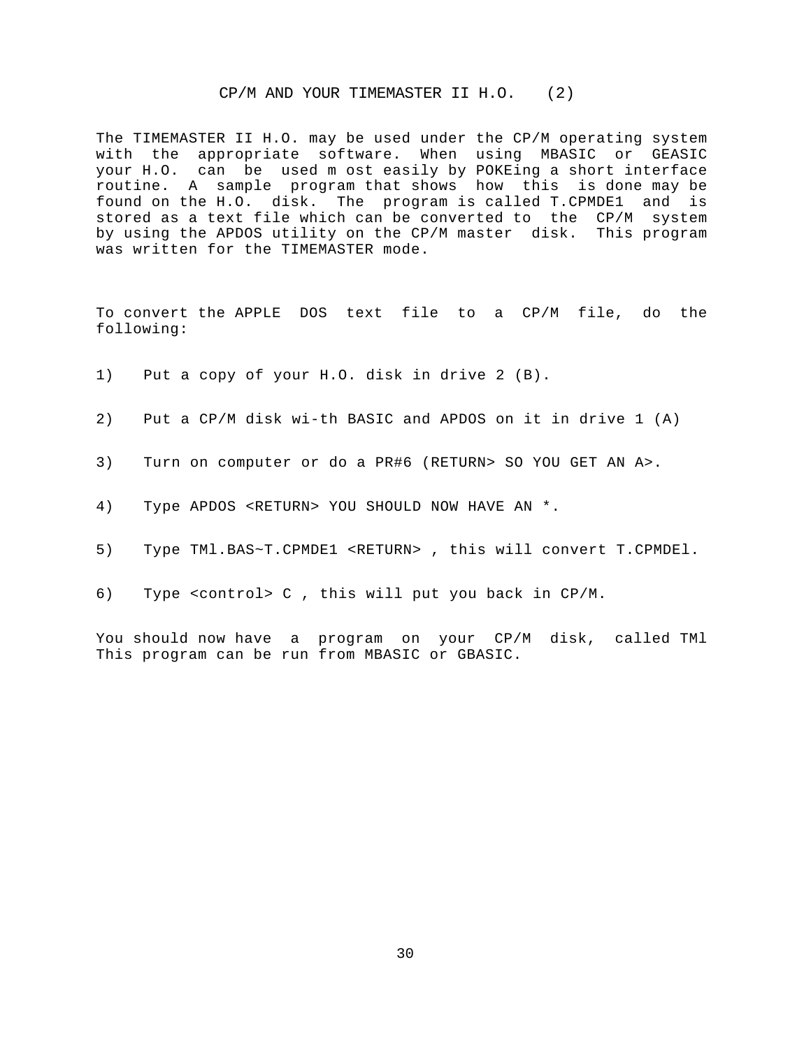# CP/M AND YOUR TIMEMASTER II H.O. (2)

The TIMEMASTER II H.O. may be used under the CP/M operating system with the appropriate software. When using MBASIC or GEASIC your H.O. can be used m ost easily by POKEing a short interface routine. A sample program that shows how this is done may be found on the H.O. disk. The program is called T.CPMDE1 and is stored as a text file which can be converted to the CP/M system by using the APDOS utility on the CP/M master disk. This program was written for the TIMEMASTER mode.

To convert the APPLE DOS text file to a CP/M file, do the following:

1) Put a copy of your H.O. disk in drive 2 (B).

2) Put a CP/M disk wi-th BASIC and APDOS on it in drive 1 (A)

3) Turn on computer or do a PR#6 (RETURN> SO YOU GET AN A>.

4) Type APDOS <RETURN> YOU SHOULD NOW HAVE AN *.

5) Type TMl.BAS~T.CPMDE1 <RETURN> , this will convert T.CPMDEl.

6) Type <control> C , this will put you back in CP/M.

You should now have a program on your CP/M disk, called TMl This program can be run from MBASIC or GBASIC.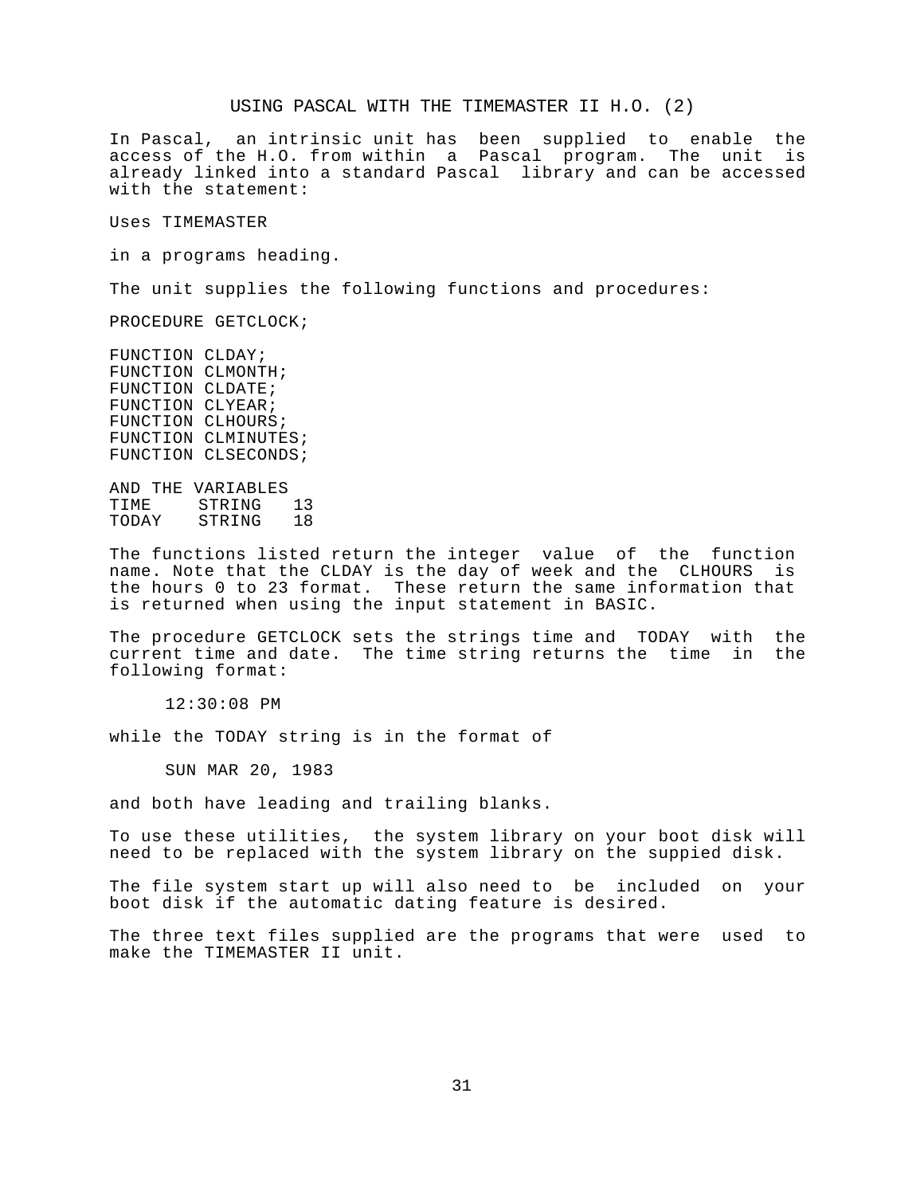# USING PASCAL WITH THE TIMEMASTER II H.O. (2)

In Pascal, an intrinsic unit has been supplied to enable the access of the H.O. from within a Pascal program. The unit is already linked into a standard Pascal library and can be accessed with the statement:

```
Uses TIMEMASTER
```

in a programs heading.

The unit supplies the following functions and procedures:

```
PROCEDURE GETCLOCK;

FUNCTION CLDAY;
FUNCTION CLMONTH;
FUNCTION CLDATE;
FUNCTION CLYEAR;
FUNCTION CLHOURS;
FUNCTION CLMINUTES;
FUNCTION CLSECONDS;

AND THE VARIABLES
TIME     STRING   13
TODAY    STRING   18
```

The functions listed return the integer value of the function name. Note that the CLDAY is the day of week and the CLHOURS is the hours 0 to 23 format. These return the same information that is returned when using the input statement in BASIC.

The procedure GETCLOCK sets the strings time and TODAY with the current time and date. The time string returns the time in the following format:

```
12:30:08 PM
```

while the TODAY string is in the format of

```
SUN MAR 20, 1983
```

and both have leading and trailing blanks.

To use these utilities, the system library on your boot disk will need to be replaced with the system library on the suppied disk.

The file system start up will also need to be included on your boot disk if the automatic dating feature is desired.

The three text files supplied are the programs that were used to make the TIMEMASTER II unit.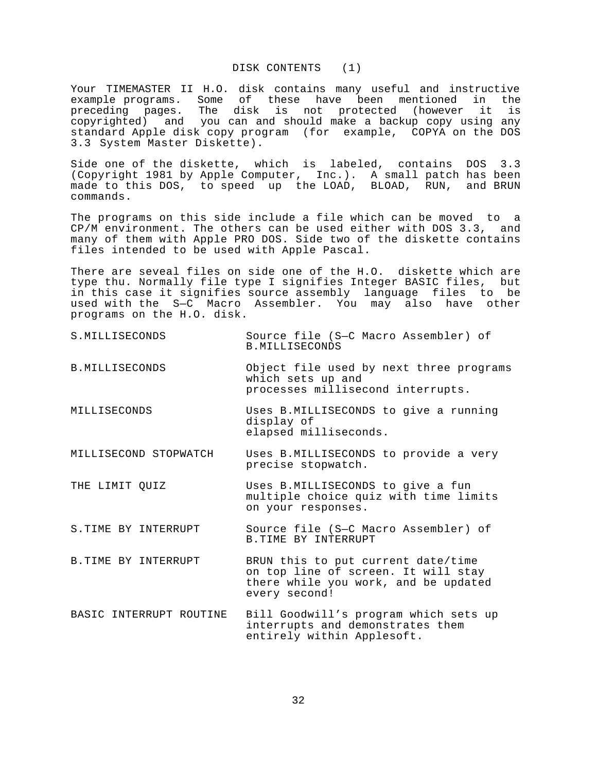# DISK CONTENTS (1)

Your TIMEMASTER II H.O. disk contains many useful and instructive example programs. Some of these have been mentioned in the preceding pages. The disk is not protected (however it is copyrighted) and you can and should make a backup copy using any standard Apple disk copy program (for example, COPYA on the DOS 3.3 System Master Diskette).

Side one of the diskette, which is labeled, contains DOS 3.3 (Copyright 1981 by Apple Computer, Inc.). A small patch has been made to this DOS, to speed up the LOAD, BLOAD, RUN, and BRUN commands.

The programs on this side include a file which can be moved to a CP/M environment. The others can be used either with DOS 3.3, and many of them with Apple PRO DOS. Side two of the diskette contains files intended to be used with Apple Pascal.

There are seveal files on side one of the H.O. diskette which are type thu. Normally file type I signifies Integer BASIC files, but in this case it signifies source assembly language files to be used with the S—C Macro Assembler. You may also have other programs on the H.O. disk.

| | |
|---|---|
| S.MILLISECONDS | Source file (S—C Macro Assembler) of B.MILLISECONDS |
| B.MILLISECONDS | Object file used by next three programs which sets up and processes millisecond interrupts. |
| MILLISECONDS | Uses B.MILLISECONDS to give a running display of elapsed milliseconds. |
| MILLISECOND STOPWATCH | Uses B.MILLISECONDS to provide a very precise stopwatch. |
| THE LIMIT QUIZ | Uses B.MILLISECONDS to give a fun multiple choice quiz with time limits on your responses. |
| S.TIME BY INTERRUPT | Source file (S—C Macro Assembler) of B.TIME BY INTERRUPT |
| B.TIME BY INTERRUPT | BRUN this to put current date/time on top line of screen. It will stay there while you work, and be updated every second! |
| BASIC INTERRUPT ROUTINE | Bill Goodwill's program which sets up interrupts and demonstrates them entirely within Applesoft. |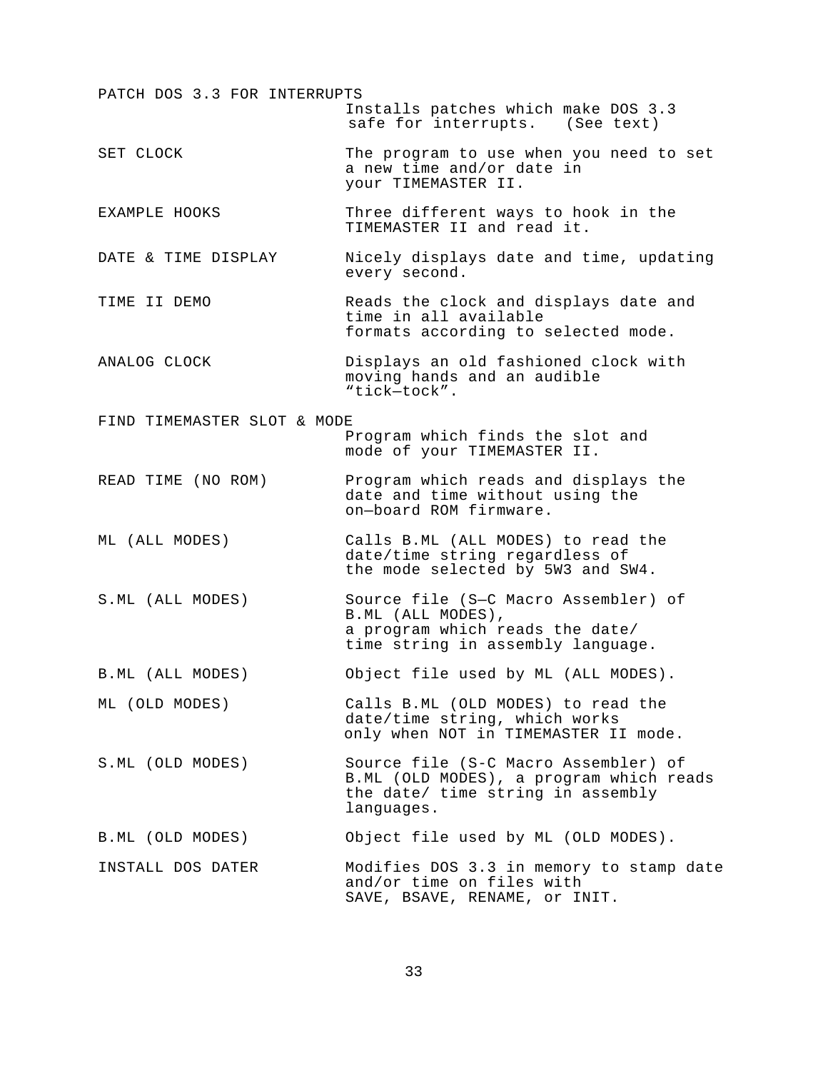| | |
|---|---|
| PATCH DOS 3.3 FOR INTERRUPTS | Installs patches which make DOS 3.3 safe for interrupts. (See text) |
| SET CLOCK | The program to use when you need to set a new time and/or date in your TIMEMASTER II. |
| EXAMPLE HOOKS | Three different ways to hook in the TIMEMASTER II and read it. |
| DATE & TIME DISPLAY | Nicely displays date and time, updating every second. |
| TIME II DEMO | Reads the clock and displays date and time in all available formats according to selected mode. |
| ANALOG CLOCK | Displays an old fashioned clock with moving hands and an audible “tick—tock”. |
| FIND TIMEMASTER SLOT & MODE | Program which finds the slot and mode of your TIMEMASTER II. |
| READ TIME (NO ROM) | Program which reads and displays the date and time without using the on—board ROM firmware. |
| ML (ALL MODES) | Calls B.ML (ALL MODES) to read the date/time string regardless of the mode selected by 5W3 and SW4. |
| S.ML (ALL MODES) | Source file (S—C Macro Assembler) of B.ML (ALL MODES), a program which reads the date/ time string in assembly language. |
| B.ML (ALL MODES) | Object file used by ML (ALL MODES). |
| ML (OLD MODES) | Calls B.ML (OLD MODES) to read the date/time string, which works only when NOT in TIMEMASTER II mode. |
| S.ML (OLD MODES) | Source file (S-C Macro Assembler) of B.ML (OLD MODES), a program which reads the date/ time string in assembly languages. |
| B.ML (OLD MODES) | Object file used by ML (OLD MODES). |
| INSTALL DOS DATER | Modifies DOS 3.3 in memory to stamp date and/or time on files with SAVE, BSAVE, RENAME, or INIT. |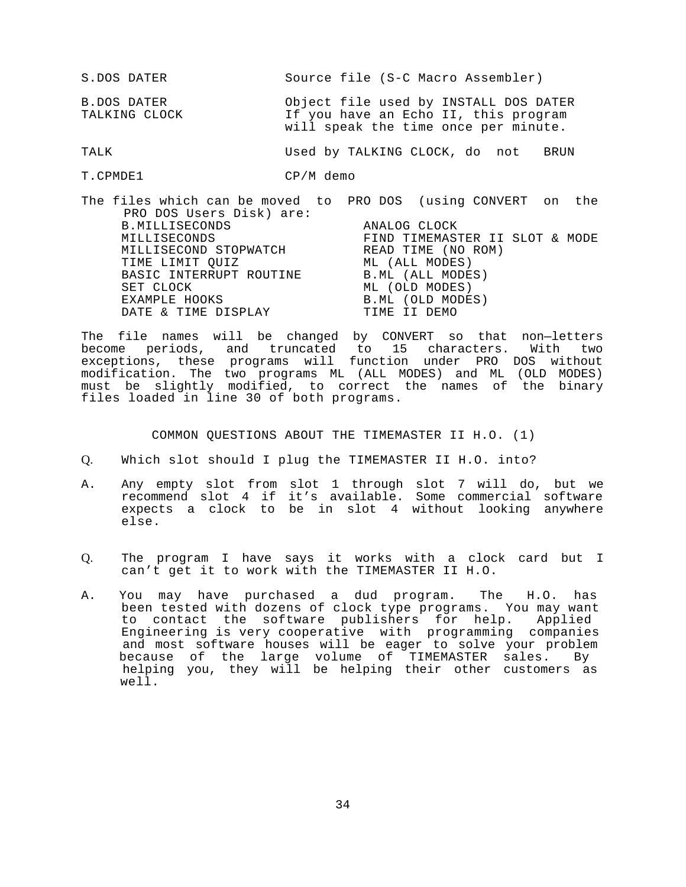| | |
|---|---|
| S.DOS DATER | Source file (S-C Macro Assembler) |
| B.DOS DATER | Object file used by INSTALL DOS DATER |
| TALKING CLOCK | If you have an Echo II, this program will speak the time once per minute. |
| TALK | Used by TALKING CLOCK, do not BRUN |
| T.CPMDE1 | CP/M demo |

The files which can be moved to PRO DOS (using CONVERT on the PRO DOS Users Disk) are:

| | |
|---|---|
| B.MILLISECONDS | ANALOG CLOCK |
| MILLISECONDS | FIND TIMEMASTER II SLOT & MODE |
| MILLISECOND STOPWATCH | READ TIME (NO ROM) |
| TIME LIMIT QUIZ | ML (ALL MODES) |
| BASIC INTERRUPT ROUTINE | B.ML (ALL MODES) |
| SET CLOCK | ML (OLD MODES) |
| EXAMPLE HOOKS | B.ML (OLD MODES) |
| DATE & TIME DISPLAY | TIME II DEMO |

The file names will be changed by CONVERT so that non—letters become periods, and truncated to 15 characters. With two exceptions, these programs will function under PRO DOS without modification. The two programs ML (ALL MODES) and ML (OLD MODES) must be slightly modified, to correct the names of the binary files loaded in line 30 of both programs.

## COMMON QUESTIONS ABOUT THE TIMEMASTER II H.O. (1)

Q. Which slot should I plug the TIMEMASTER II H.O. into?

A. Any empty slot from slot 1 through slot 7 will do, but we recommend slot 4 if it's available. Some commercial software expects a clock to be in slot 4 without looking anywhere else.

Q. The program I have says it works with a clock card but I can't get it to work with the TIMEMASTER II H.O.

A. You may have purchased a dud program. The H.O. has been tested with dozens of clock type programs. You may want to contact the software publishers for help. Applied Engineering is very cooperative with programming companies and most software houses will be eager to solve your problem because of the large volume of TIMEMASTER sales. By helping you, they will be helping their other customers as well.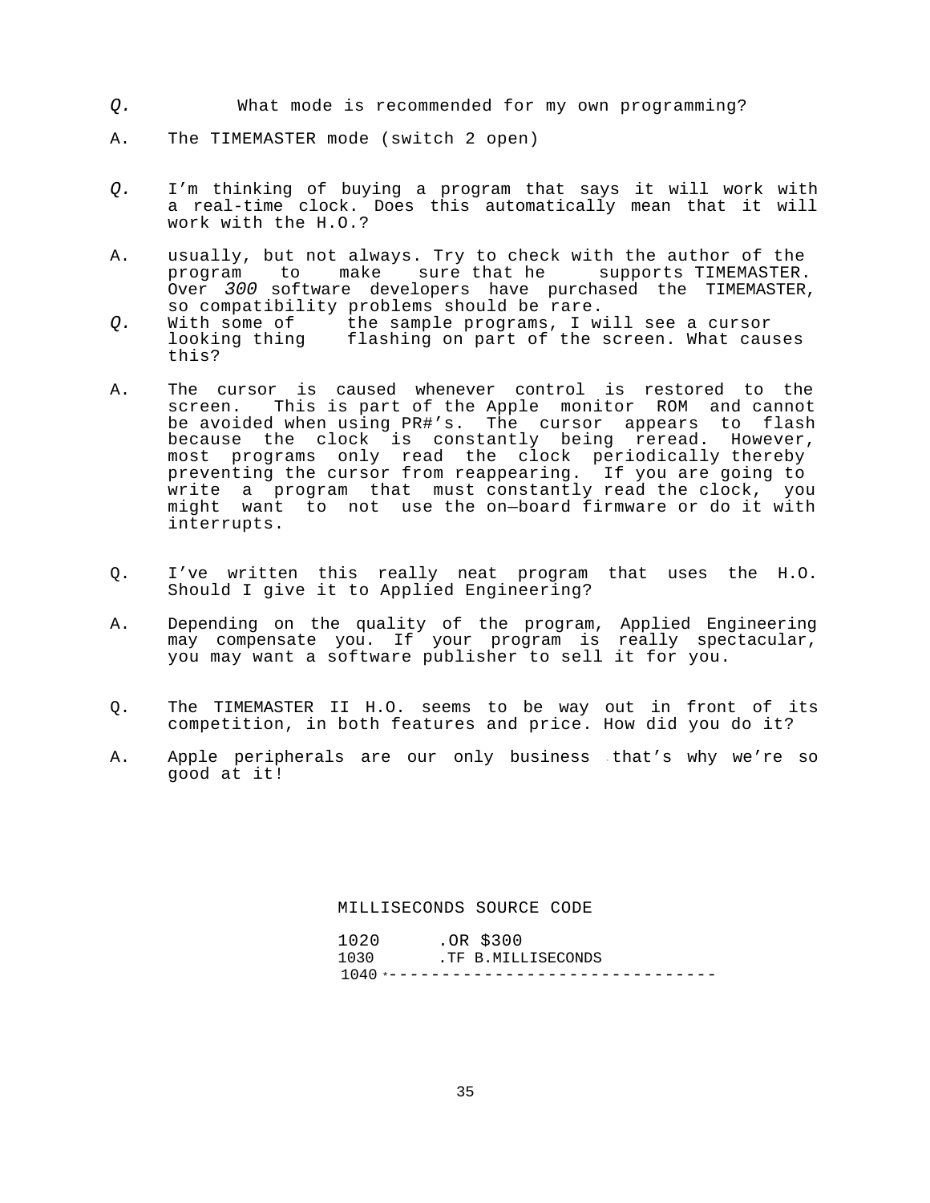*Q.* What mode is recommended for my own programming?

A. The TIMEMASTER mode (switch 2 open)

*Q.* I'm thinking of buying a program that says it will work with a real-time clock. Does this automatically mean that it will work with the H.O.?

A. usually, but not always. Try to check with the author of the program to make sure that he supports TIMEMASTER. Over *300* software developers have purchased the TIMEMASTER, so compatibility problems should be rare.

*Q.* With some of the sample programs, I will see a cursor looking thing flashing on part of the screen. What causes this?

A. The cursor is caused whenever control is restored to the screen. This is part of the Apple monitor ROM and cannot be avoided when using PR#'s. The cursor appears to flash because the clock is constantly being reread. However, most programs only read the clock periodically thereby preventing the cursor from reappearing. If you are going to write a program that must constantly read the clock, you might want to not use the on—board firmware or do it with interrupts.

Q. I've written this really neat program that uses the H.O. Should I give it to Applied Engineering?

A. Depending on the quality of the program, Applied Engineering may compensate you. If your program is really spectacular, you may want a software publisher to sell it for you.

Q. The TIMEMASTER II H.O. seems to be way out in front of its competition, in both features and price. How did you do it?

A. Apple peripherals are our only business . that's why we're so good at it!

MILLISECONDS SOURCE CODE

```
1020      .OR $300
1030      .TF B.MILLISECONDS
1040 *-------------------------------
```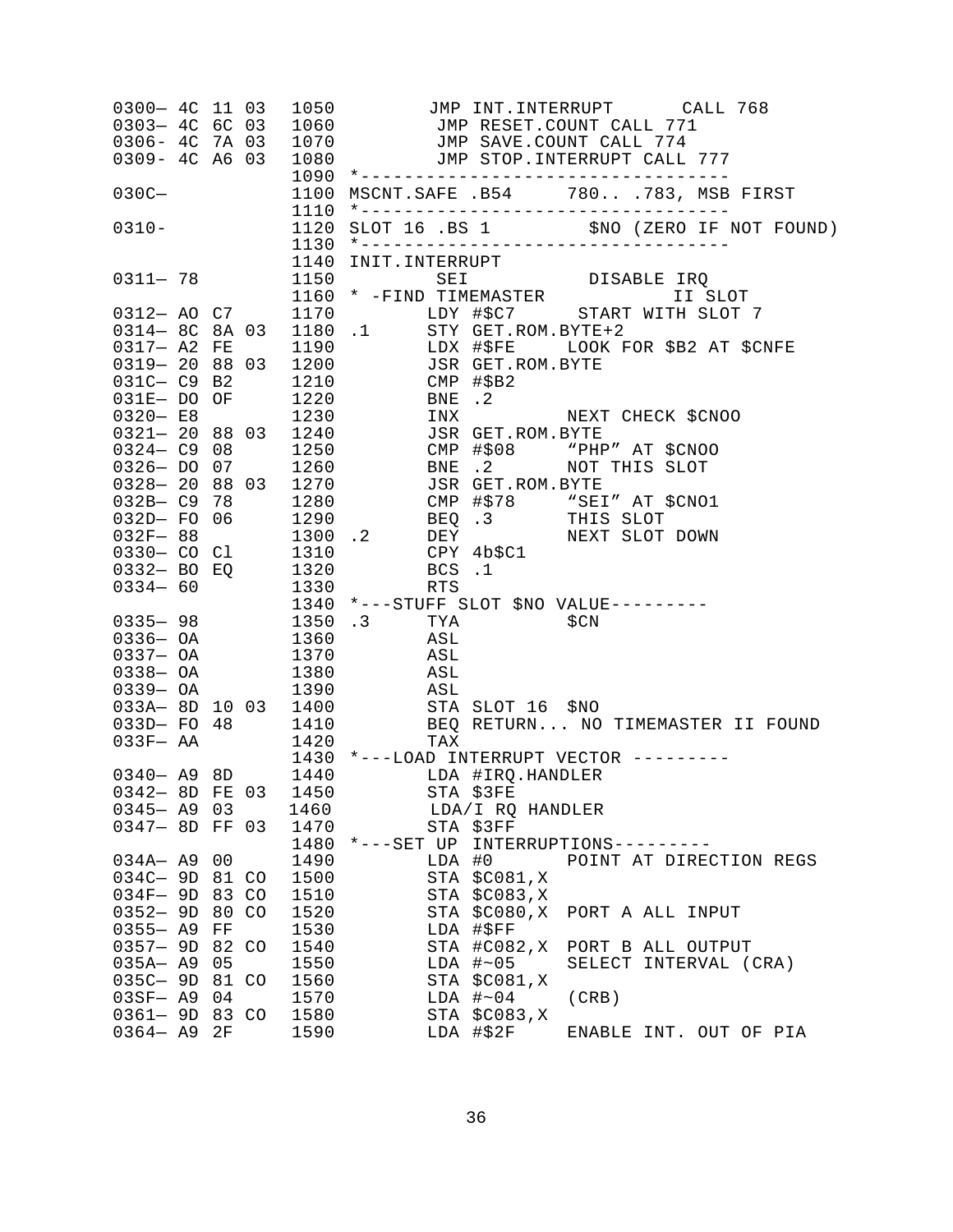```
0300— 4C 11 03  1050         JMP INT.INTERRUPT      CALL 768
0303— 4C 6C 03  1060          JMP RESET.COUNT CALL 771
0306- 4C 7A 03  1070          JMP SAVE.COUNT CALL 774
0309- 4C A6 03  1080          JMP STOP.INTERRUPT CALL 777
                1090 *----------------------------------
030C—           1100 MSCNT.SAFE .B54     780.. .783, MSB FIRST
                1110 *----------------------------------
0310-           1120 SLOT 16 .BS 1        $NO (ZERO IF NOT FOUND)
                1130 *----------------------------------
                1140 INIT.INTERRUPT
0311— 78        1150        SEI          DISABLE IRQ
                1160 * -FIND TIMEMASTER            II SLOT
0312— AO C7     1170        LDY #$C7      START WITH SLOT 7
0314— 8C 8A 03  1180 .1     STY GET.ROM.BYTE+2
0317— A2 FE     1190        LDX #$FE     LOOK FOR $B2 AT $CNFE
0319— 20 88 03  1200        JSR GET.ROM.BYTE
031C— C9 B2     1210        CMP #$B2
031E— DO OF     1220        BNE .2
0320— E8        1230        INX          NEXT CHECK $CNOO
0321— 20 88 03  1240        JSR GET.ROM.BYTE
0324— C9 08     1250        CMP #$08     "PHP" AT $CNOO
0326— DO 07     1260        BNE .2       NOT THIS SLOT
0328— 20 88 03  1270        JSR GET.ROM.BYTE
032B— C9 78     1280        CMP #$78     "SEI" AT $CNO1
032D— FO 06     1290        BEQ .3       THIS SLOT
032F— 88        1300 .2     DEY          NEXT SLOT DOWN
0330— CO Cl     1310        CPY 4b$C1
0332— BO EQ     1320        BCS .1
0334— 60        1330        RTS
                1340 *---STUFF SLOT $NO VALUE---------
0335— 98        1350 .3     TYA          $CN
0336— OA        1360        ASL
0337— OA        1370        ASL
0338— OA        1380        ASL
0339— OA        1390        ASL
033A— 8D 10 03  1400        STA SLOT 16  $NO
033D— FO 48     1410        BEQ RETURN... NO TIMEMASTER II FOUND
033F— AA        1420        TAX
                1430 *---LOAD INTERRUPT VECTOR ---------
0340— A9 8D     1440        LDA #IRQ.HANDLER
0342— 8D FE 03  1450        STA $3FE
0345— A9 03     1460         LDA/I RQ HANDLER
0347— 8D FF 03  1470        STA $3FF
                1480 *---SET UP  INTERRUPTIONS---------
034A— A9 00     1490        LDA #0       POINT AT DIRECTION REGS
034C— 9D 81 CO  1500        STA $C081,X
034F— 9D 83 CO  1510        STA $C083,X
0352— 9D 80 CO  1520        STA $C080,X  PORT A ALL INPUT
0355— A9 FF     1530        LDA #$FF
0357— 9D 82 CO  1540        STA #C082,X  PORT B ALL OUTPUT
035A— A9 05     1550        LDA #~05     SELECT INTERVAL (CRA)
035C— 9D 81 CO  1560        STA $C081,X
03SF— A9 04     1570        LDA #~04     (CRB)
0361— 9D 83 CO  1580        STA $C083,X
0364— A9 2F     1590        LDA #$2F     ENABLE INT. OUT OF PIA
```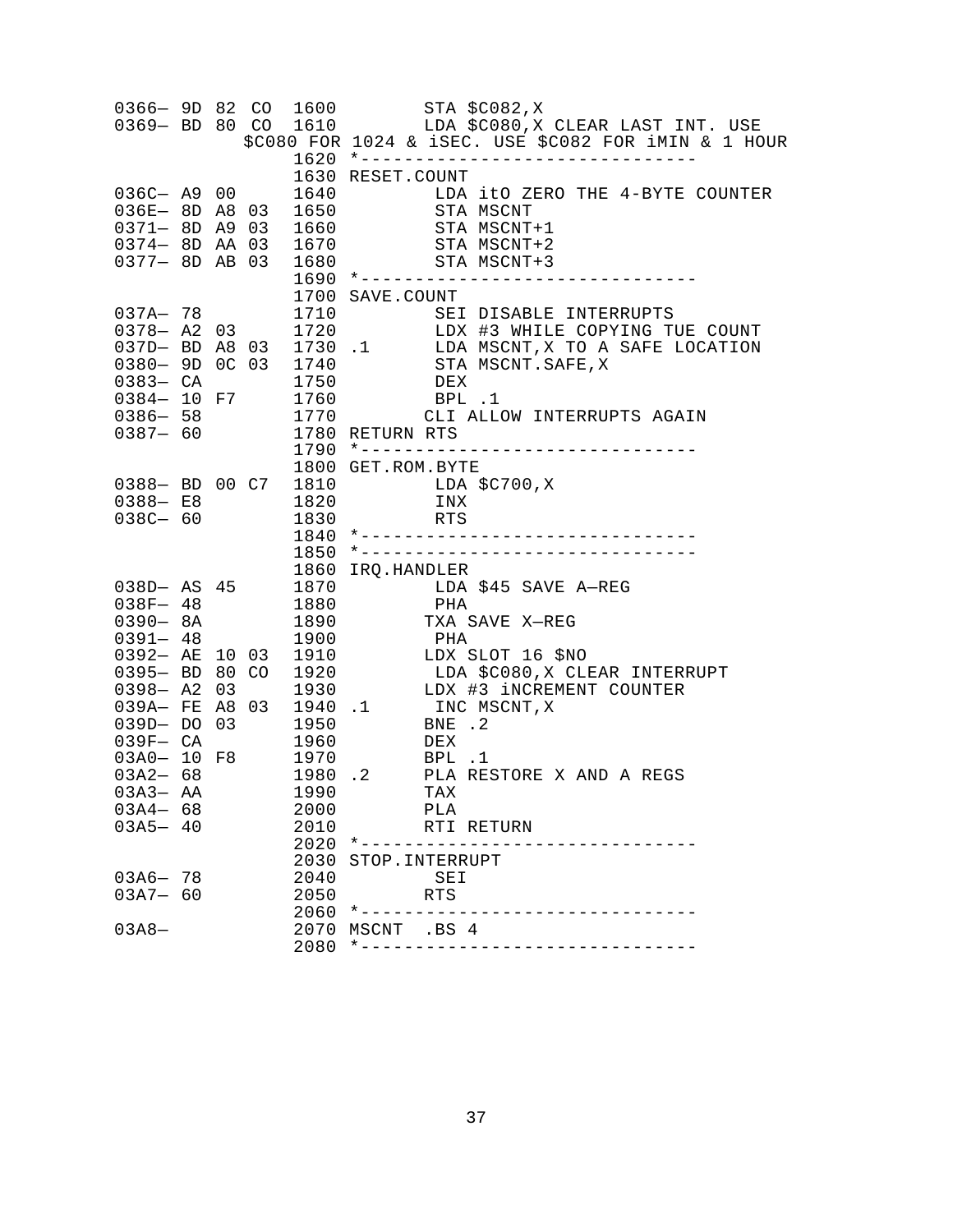```
0366- 9D 82 C0  1600         STA $C082,X
0369- BD 80 C0  1610         LDA $C080,X CLEAR LAST INT. USE
              $C080 FOR 1024 & iSEC. USE $C082 FOR iMIN & 1 HOUR
                1620 *------------------------------
                1630 RESET.COUNT
036C- A9 00     1640         LDA itO ZERO THE 4-BYTE COUNTER
036E- 8D A8 03  1650         STA MSCNT
0371- 8D A9 03  1660         STA MSCNT+1
0374- 8D AA 03  1670         STA MSCNT+2
0377- 8D AB 03  1680         STA MSCNT+3
                1690 *------------------------------
                1700 SAVE.COUNT
037A- 78        1710         SEI DISABLE INTERRUPTS
0378- A2 03     1720         LDX #3 WHILE COPYING TUE COUNT
037D- BD A8 03  1730 .1      LDA MSCNT,X TO A SAFE LOCATION
0380- 9D 0C 03  1740         STA MSCNT.SAFE,X
0383- CA        1750         DEX
0384- 10 F7     1760         BPL .1
0386- 58        1770        CLI ALLOW INTERRUPTS AGAIN
0387- 60        1780 RETURN RTS
                1790 *------------------------------
                1800 GET.ROM.BYTE
0388- BD 00 C7  1810         LDA $C700,X
0388- E8        1820         INX
038C- 60        1830         RTS
                1840 *------------------------------
                1850 *------------------------------
                1860 IRQ.HANDLER
038D- AS 45     1870         LDA $45 SAVE A-REG
038F- 48        1880         PHA
0390- 8A        1890        TXA SAVE X-REG
0391- 48        1900         PHA
0392- AE 10 03  1910        LDX SLOT 16 $NO
0395- BD 80 C0  1920         LDA $C080,X CLEAR INTERRUPT
0398- A2 03     1930        LDX #3 iNCREMENT COUNTER
039A- FE A8 03  1940 .1      INC MSCNT,X
039D- D0 03     1950        BNE .2
039F- CA        1960        DEX
03A0- 10 F8     1970        BPL .1
03A2- 68        1980 .2     PLA RESTORE X AND A REGS
03A3- AA        1990        TAX
03A4- 68        2000        PLA
03A5- 40        2010        RTI RETURN
                2020 *------------------------------
                2030 STOP.INTERRUPT
03A6- 78        2040         SEI
03A7- 60        2050        RTS
                2060 *------------------------------
03A8-           2070 MSCNT  .BS 4
                2080 *------------------------------
```